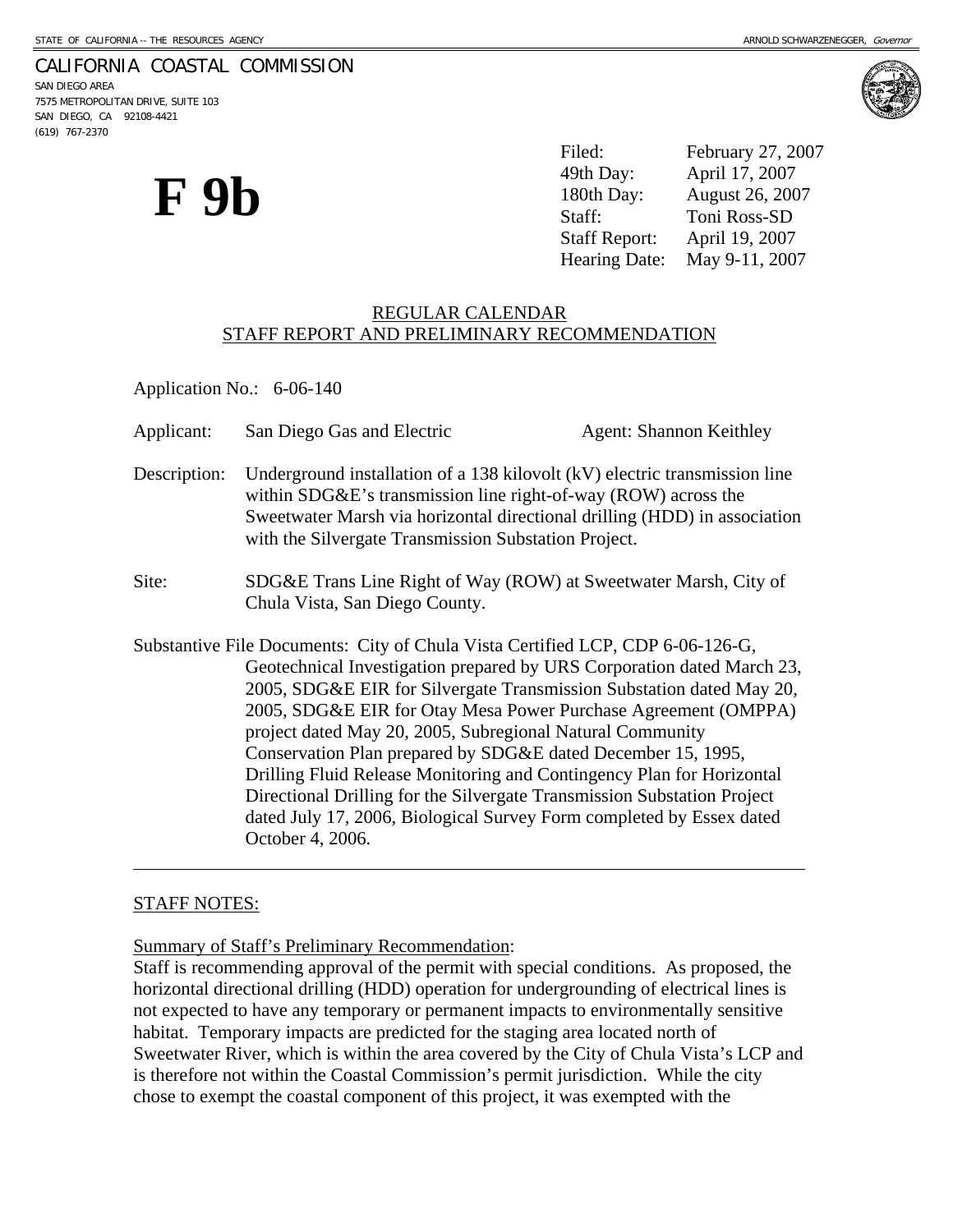STATE OF CALIFORNIA -- THE RESOURCES AGENCY ARNOLD SCHWARZENEGGER, *Governor*

CALIFORNIA COASTAL COMMISSION
SAN DIEGO AREA
7575 METROPOLITAN DRIVE, SUITE 103
SAN DIEGO, CA 92108-4421
(619) 767-2370

# F 9b

| | |
|---|---|
| Filed: | February 27, 2007 |
| 49th Day: | April 17, 2007 |
| 180th Day: | August 26, 2007 |
| Staff: | Toni Ross-SD |
| Staff Report: | April 19, 2007 |
| Hearing Date: | May 9-11, 2007 |

REGULAR CALENDAR
STAFF REPORT AND PRELIMINARY RECOMMENDATION

Application No.: 6-06-140

Applicant: San Diego Gas and Electric Agent: Shannon Keithley

Description: Underground installation of a 138 kilovolt (kV) electric transmission line within SDG&E's transmission line right-of-way (ROW) across the Sweetwater Marsh via horizontal directional drilling (HDD) in association with the Silvergate Transmission Substation Project.

Site: SDG&E Trans Line Right of Way (ROW) at Sweetwater Marsh, City of Chula Vista, San Diego County.

Substantive File Documents: City of Chula Vista Certified LCP, CDP 6-06-126-G, Geotechnical Investigation prepared by URS Corporation dated March 23, 2005, SDG&E EIR for Silvergate Transmission Substation dated May 20, 2005, SDG&E EIR for Otay Mesa Power Purchase Agreement (OMPPA) project dated May 20, 2005, Subregional Natural Community Conservation Plan prepared by SDG&E dated December 15, 1995, Drilling Fluid Release Monitoring and Contingency Plan for Horizontal Directional Drilling for the Silvergate Transmission Substation Project dated July 17, 2006, Biological Survey Form completed by Essex dated October 4, 2006.

STAFF NOTES:

Summary of Staff's Preliminary Recommendation:
Staff is recommending approval of the permit with special conditions. As proposed, the horizontal directional drilling (HDD) operation for undergrounding of electrical lines is not expected to have any temporary or permanent impacts to environmentally sensitive habitat. Temporary impacts are predicted for the staging area located north of Sweetwater River, which is within the area covered by the City of Chula Vista's LCP and is therefore not within the Coastal Commission's permit jurisdiction. While the city chose to exempt the coastal component of this project, it was exempted with the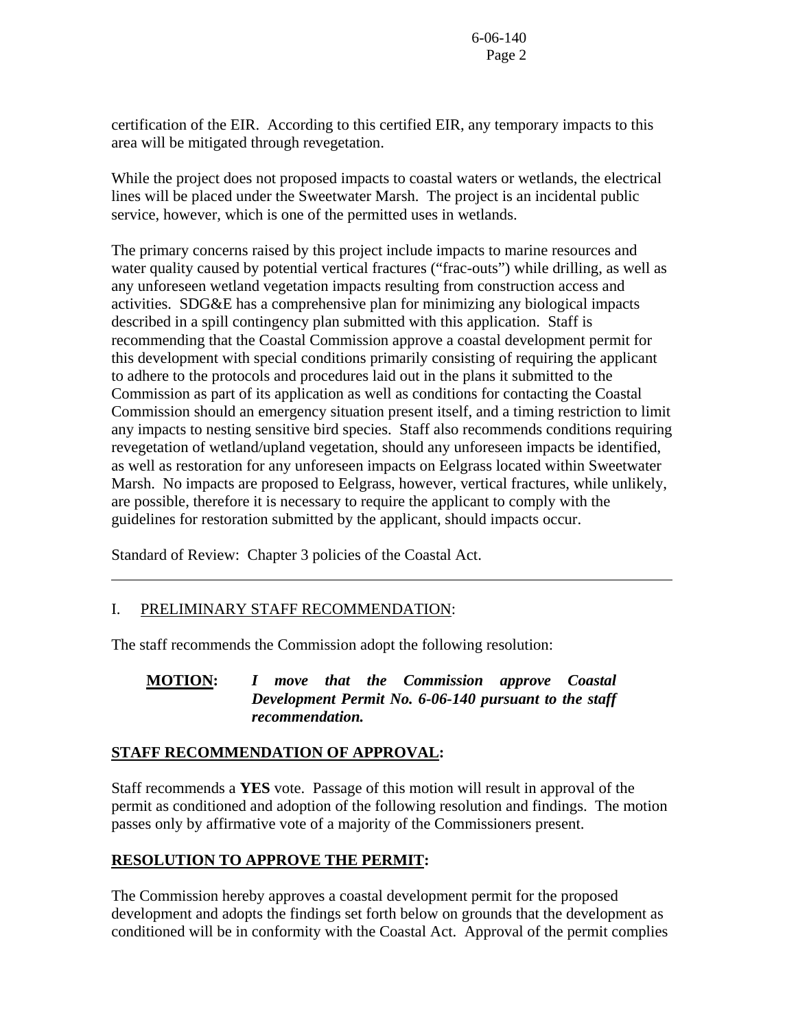certification of the EIR. According to this certified EIR, any temporary impacts to this area will be mitigated through revegetation.

While the project does not proposed impacts to coastal waters or wetlands, the electrical lines will be placed under the Sweetwater Marsh. The project is an incidental public service, however, which is one of the permitted uses in wetlands.

The primary concerns raised by this project include impacts to marine resources and water quality caused by potential vertical fractures ("frac-outs") while drilling, as well as any unforeseen wetland vegetation impacts resulting from construction access and activities. SDG&E has a comprehensive plan for minimizing any biological impacts described in a spill contingency plan submitted with this application. Staff is recommending that the Coastal Commission approve a coastal development permit for this development with special conditions primarily consisting of requiring the applicant to adhere to the protocols and procedures laid out in the plans it submitted to the Commission as part of its application as well as conditions for contacting the Coastal Commission should an emergency situation present itself, and a timing restriction to limit any impacts to nesting sensitive bird species. Staff also recommends conditions requiring revegetation of wetland/upland vegetation, should any unforeseen impacts be identified, as well as restoration for any unforeseen impacts on Eelgrass located within Sweetwater Marsh. No impacts are proposed to Eelgrass, however, vertical fractures, while unlikely, are possible, therefore it is necessary to require the applicant to comply with the guidelines for restoration submitted by the applicant, should impacts occur.

Standard of Review: Chapter 3 policies of the Coastal Act.

---

## I. PRELIMINARY STAFF RECOMMENDATION:

The staff recommends the Commission adopt the following resolution:

> **MOTION:** ***I move that the Commission approve Coastal Development Permit No. 6-06-140 pursuant to the staff recommendation.***

### STAFF RECOMMENDATION OF APPROVAL:

Staff recommends a **YES** vote. Passage of this motion will result in approval of the permit as conditioned and adoption of the following resolution and findings. The motion passes only by affirmative vote of a majority of the Commissioners present.

### RESOLUTION TO APPROVE THE PERMIT:

The Commission hereby approves a coastal development permit for the proposed development and adopts the findings set forth below on grounds that the development as conditioned will be in conformity with the Coastal Act. Approval of the permit complies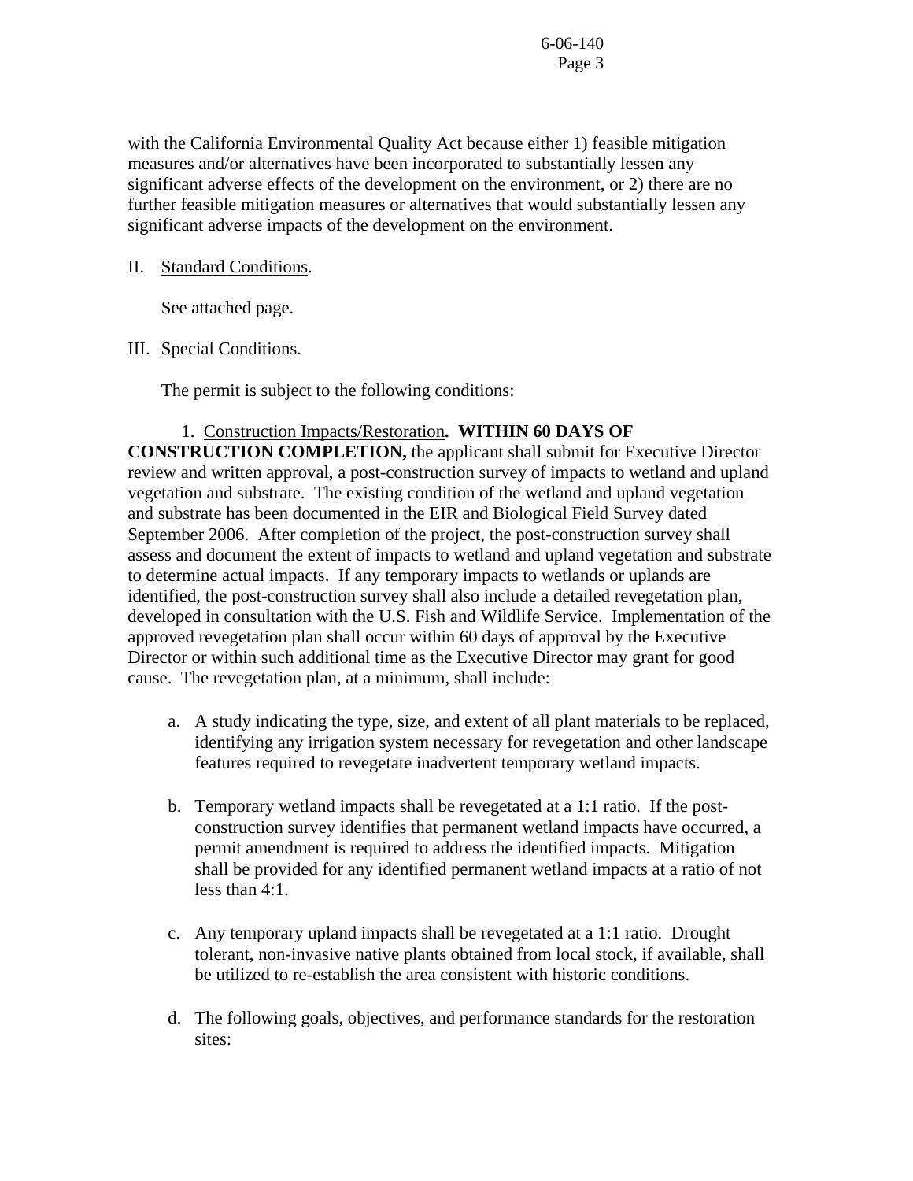with the California Environmental Quality Act because either 1) feasible mitigation measures and/or alternatives have been incorporated to substantially lessen any significant adverse effects of the development on the environment, or 2) there are no further feasible mitigation measures or alternatives that would substantially lessen any significant adverse impacts of the development on the environment.

II. Standard Conditions.

See attached page.

III. Special Conditions.

The permit is subject to the following conditions:

1. Construction Impacts/Restoration. **WITHIN 60 DAYS OF CONSTRUCTION COMPLETION,** the applicant shall submit for Executive Director review and written approval, a post-construction survey of impacts to wetland and upland vegetation and substrate. The existing condition of the wetland and upland vegetation and substrate has been documented in the EIR and Biological Field Survey dated September 2006. After completion of the project, the post-construction survey shall assess and document the extent of impacts to wetland and upland vegetation and substrate to determine actual impacts. If any temporary impacts to wetlands or uplands are identified, the post-construction survey shall also include a detailed revegetation plan, developed in consultation with the U.S. Fish and Wildlife Service. Implementation of the approved revegetation plan shall occur within 60 days of approval by the Executive Director or within such additional time as the Executive Director may grant for good cause. The revegetation plan, at a minimum, shall include:

a. A study indicating the type, size, and extent of all plant materials to be replaced, identifying any irrigation system necessary for revegetation and other landscape features required to revegetate inadvertent temporary wetland impacts.

b. Temporary wetland impacts shall be revegetated at a 1:1 ratio. If the post-construction survey identifies that permanent wetland impacts have occurred, a permit amendment is required to address the identified impacts. Mitigation shall be provided for any identified permanent wetland impacts at a ratio of not less than 4:1.

c. Any temporary upland impacts shall be revegetated at a 1:1 ratio. Drought tolerant, non-invasive native plants obtained from local stock, if available, shall be utilized to re-establish the area consistent with historic conditions.

d. The following goals, objectives, and performance standards for the restoration sites: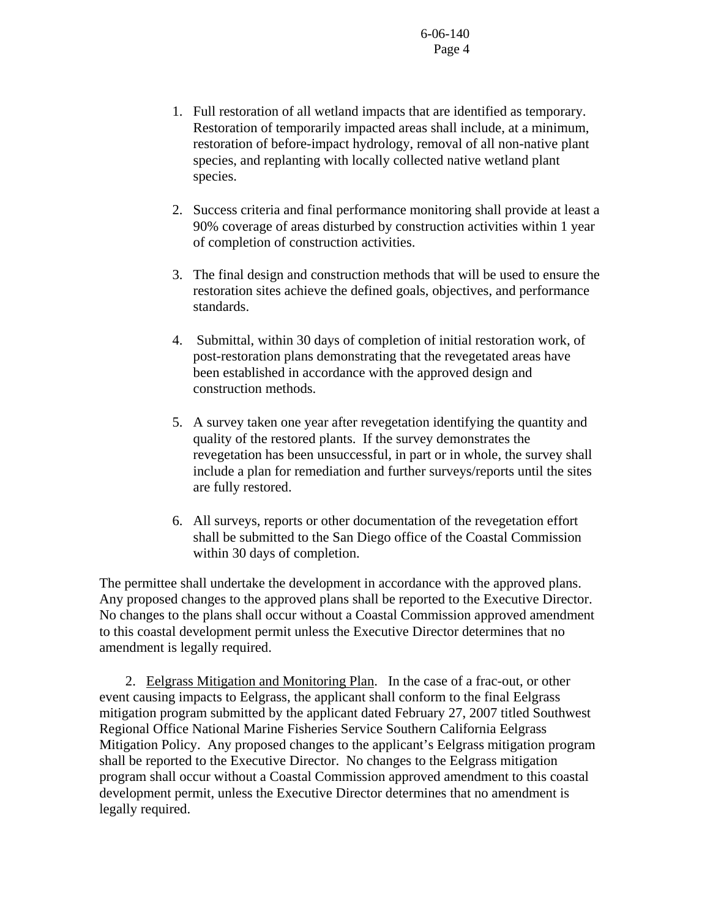1. Full restoration of all wetland impacts that are identified as temporary. Restoration of temporarily impacted areas shall include, at a minimum, restoration of before-impact hydrology, removal of all non-native plant species, and replanting with locally collected native wetland plant species.

2. Success criteria and final performance monitoring shall provide at least a 90% coverage of areas disturbed by construction activities within 1 year of completion of construction activities.

3. The final design and construction methods that will be used to ensure the restoration sites achieve the defined goals, objectives, and performance standards.

4. Submittal, within 30 days of completion of initial restoration work, of post-restoration plans demonstrating that the revegetated areas have been established in accordance with the approved design and construction methods.

5. A survey taken one year after revegetation identifying the quantity and quality of the restored plants. If the survey demonstrates the revegetation has been unsuccessful, in part or in whole, the survey shall include a plan for remediation and further surveys/reports until the sites are fully restored.

6. All surveys, reports or other documentation of the revegetation effort shall be submitted to the San Diego office of the Coastal Commission within 30 days of completion.

The permittee shall undertake the development in accordance with the approved plans. Any proposed changes to the approved plans shall be reported to the Executive Director. No changes to the plans shall occur without a Coastal Commission approved amendment to this coastal development permit unless the Executive Director determines that no amendment is legally required.

2. Eelgrass Mitigation and Monitoring Plan. In the case of a frac-out, or other event causing impacts to Eelgrass, the applicant shall conform to the final Eelgrass mitigation program submitted by the applicant dated February 27, 2007 titled Southwest Regional Office National Marine Fisheries Service Southern California Eelgrass Mitigation Policy. Any proposed changes to the applicant's Eelgrass mitigation program shall be reported to the Executive Director. No changes to the Eelgrass mitigation program shall occur without a Coastal Commission approved amendment to this coastal development permit, unless the Executive Director determines that no amendment is legally required.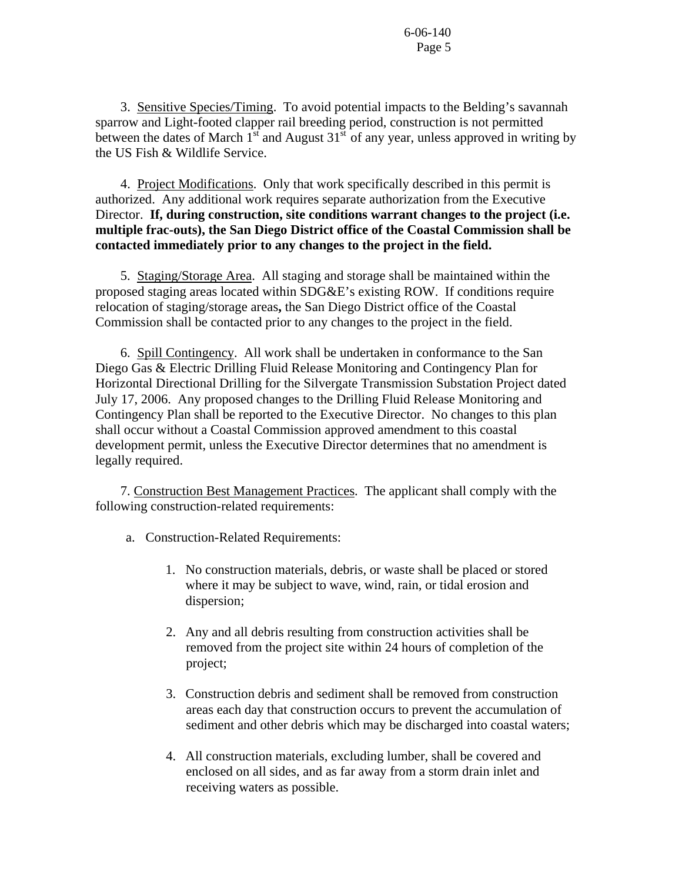3. Sensitive Species/Timing. To avoid potential impacts to the Belding's savannah sparrow and Light-footed clapper rail breeding period, construction is not permitted between the dates of March 1st and August 31st of any year, unless approved in writing by the US Fish & Wildlife Service.

4. Project Modifications. Only that work specifically described in this permit is authorized. Any additional work requires separate authorization from the Executive Director. **If, during construction, site conditions warrant changes to the project (i.e. multiple frac-outs), the San Diego District office of the Coastal Commission shall be contacted immediately prior to any changes to the project in the field.**

5. Staging/Storage Area. All staging and storage shall be maintained within the proposed staging areas located within SDG&E's existing ROW. If conditions require relocation of staging/storage areas, the San Diego District office of the Coastal Commission shall be contacted prior to any changes to the project in the field.

6. Spill Contingency. All work shall be undertaken in conformance to the San Diego Gas & Electric Drilling Fluid Release Monitoring and Contingency Plan for Horizontal Directional Drilling for the Silvergate Transmission Substation Project dated July 17, 2006. Any proposed changes to the Drilling Fluid Release Monitoring and Contingency Plan shall be reported to the Executive Director. No changes to this plan shall occur without a Coastal Commission approved amendment to this coastal development permit, unless the Executive Director determines that no amendment is legally required.

7. Construction Best Management Practices. The applicant shall comply with the following construction-related requirements:

a. Construction-Related Requirements:

1. No construction materials, debris, or waste shall be placed or stored where it may be subject to wave, wind, rain, or tidal erosion and dispersion;

2. Any and all debris resulting from construction activities shall be removed from the project site within 24 hours of completion of the project;

3. Construction debris and sediment shall be removed from construction areas each day that construction occurs to prevent the accumulation of sediment and other debris which may be discharged into coastal waters;

4. All construction materials, excluding lumber, shall be covered and enclosed on all sides, and as far away from a storm drain inlet and receiving waters as possible.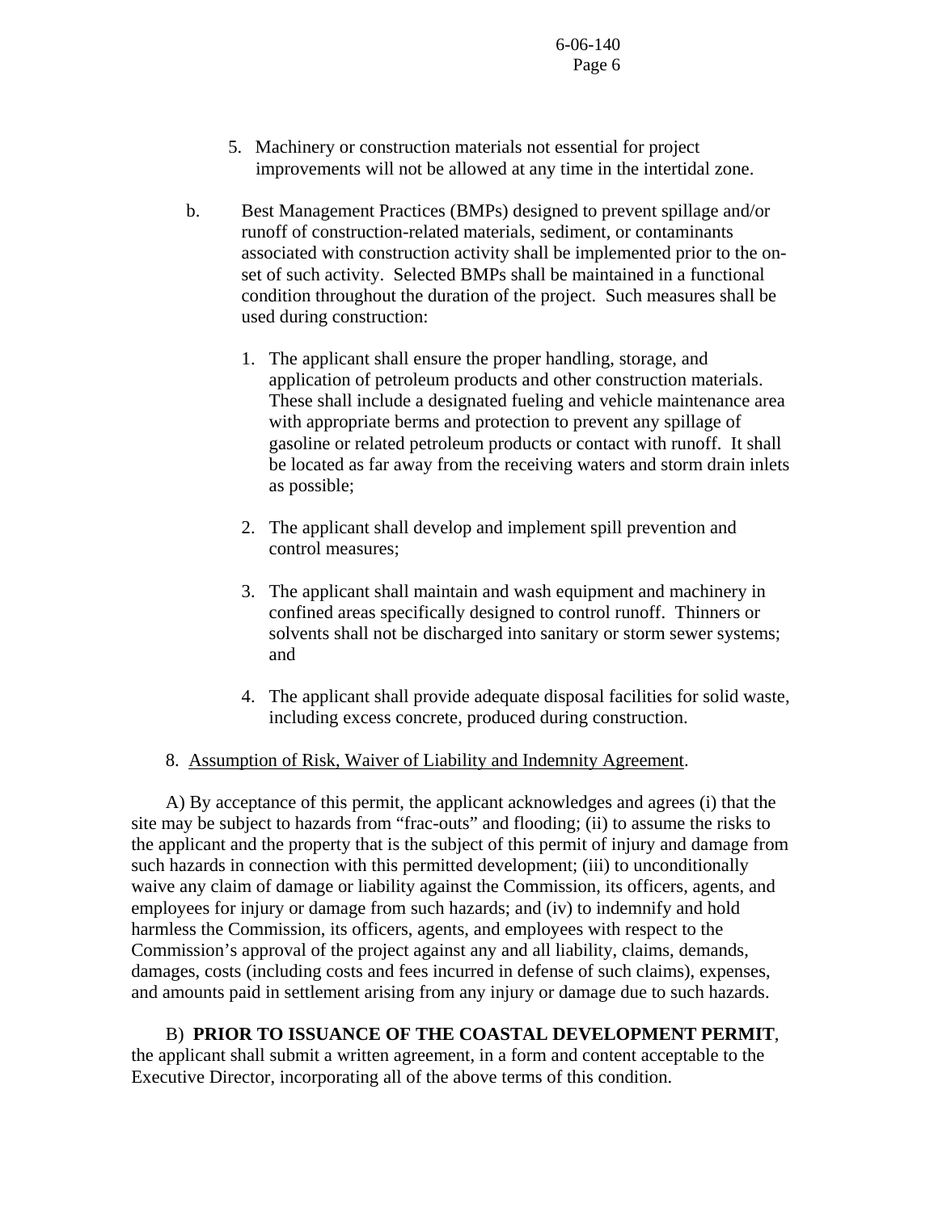5. Machinery or construction materials not essential for project improvements will not be allowed at any time in the intertidal zone.

b. Best Management Practices (BMPs) designed to prevent spillage and/or runoff of construction-related materials, sediment, or contaminants associated with construction activity shall be implemented prior to the on-set of such activity. Selected BMPs shall be maintained in a functional condition throughout the duration of the project. Such measures shall be used during construction:

1. The applicant shall ensure the proper handling, storage, and application of petroleum products and other construction materials. These shall include a designated fueling and vehicle maintenance area with appropriate berms and protection to prevent any spillage of gasoline or related petroleum products or contact with runoff. It shall be located as far away from the receiving waters and storm drain inlets as possible;

2. The applicant shall develop and implement spill prevention and control measures;

3. The applicant shall maintain and wash equipment and machinery in confined areas specifically designed to control runoff. Thinners or solvents shall not be discharged into sanitary or storm sewer systems; and

4. The applicant shall provide adequate disposal facilities for solid waste, including excess concrete, produced during construction.

8. Assumption of Risk, Waiver of Liability and Indemnity Agreement.

A) By acceptance of this permit, the applicant acknowledges and agrees (i) that the site may be subject to hazards from "frac-outs" and flooding; (ii) to assume the risks to the applicant and the property that is the subject of this permit of injury and damage from such hazards in connection with this permitted development; (iii) to unconditionally waive any claim of damage or liability against the Commission, its officers, agents, and employees for injury or damage from such hazards; and (iv) to indemnify and hold harmless the Commission, its officers, agents, and employees with respect to the Commission's approval of the project against any and all liability, claims, demands, damages, costs (including costs and fees incurred in defense of such claims), expenses, and amounts paid in settlement arising from any injury or damage due to such hazards.

B) **PRIOR TO ISSUANCE OF THE COASTAL DEVELOPMENT PERMIT**, the applicant shall submit a written agreement, in a form and content acceptable to the Executive Director, incorporating all of the above terms of this condition.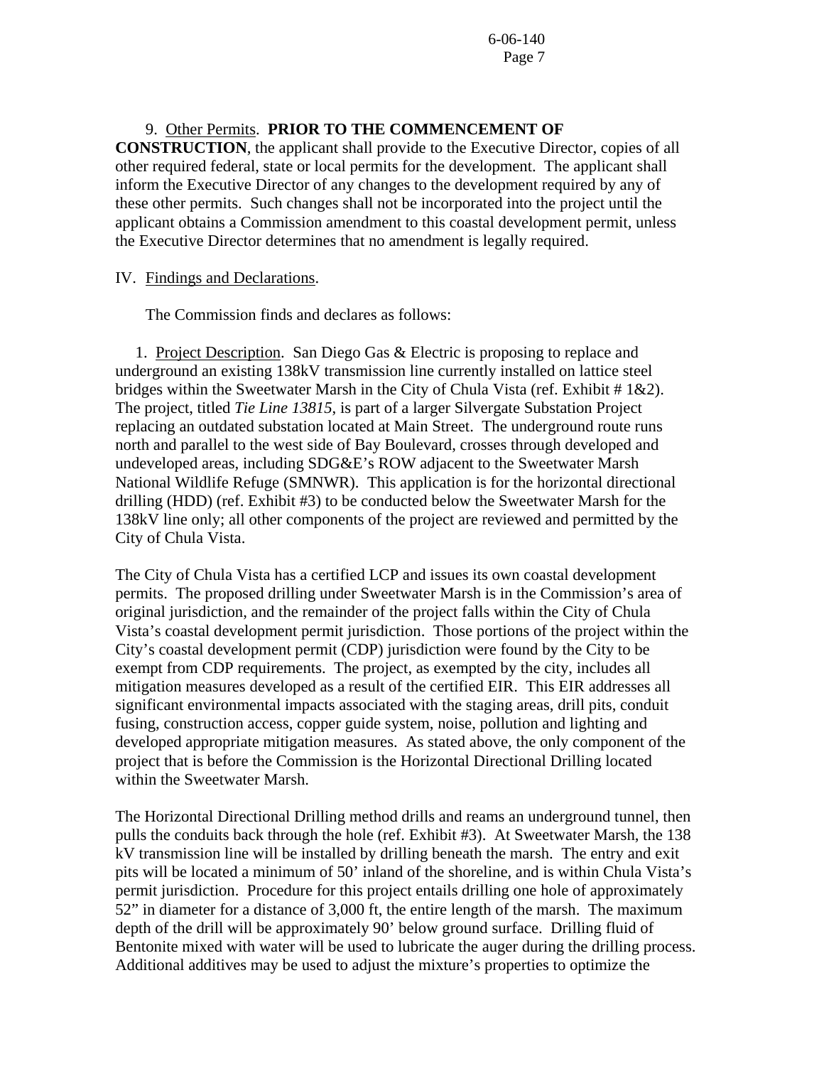9. Other Permits. **PRIOR TO THE COMMENCEMENT OF CONSTRUCTION**, the applicant shall provide to the Executive Director, copies of all other required federal, state or local permits for the development. The applicant shall inform the Executive Director of any changes to the development required by any of these other permits. Such changes shall not be incorporated into the project until the applicant obtains a Commission amendment to this coastal development permit, unless the Executive Director determines that no amendment is legally required.

IV. Findings and Declarations.

The Commission finds and declares as follows:

1. Project Description. San Diego Gas & Electric is proposing to replace and underground an existing 138kV transmission line currently installed on lattice steel bridges within the Sweetwater Marsh in the City of Chula Vista (ref. Exhibit # 1&2). The project, titled *Tie Line 13815*, is part of a larger Silvergate Substation Project replacing an outdated substation located at Main Street. The underground route runs north and parallel to the west side of Bay Boulevard, crosses through developed and undeveloped areas, including SDG&E's ROW adjacent to the Sweetwater Marsh National Wildlife Refuge (SMNWR). This application is for the horizontal directional drilling (HDD) (ref. Exhibit #3) to be conducted below the Sweetwater Marsh for the 138kV line only; all other components of the project are reviewed and permitted by the City of Chula Vista.

The City of Chula Vista has a certified LCP and issues its own coastal development permits. The proposed drilling under Sweetwater Marsh is in the Commission's area of original jurisdiction, and the remainder of the project falls within the City of Chula Vista's coastal development permit jurisdiction. Those portions of the project within the City's coastal development permit (CDP) jurisdiction were found by the City to be exempt from CDP requirements. The project, as exempted by the city, includes all mitigation measures developed as a result of the certified EIR. This EIR addresses all significant environmental impacts associated with the staging areas, drill pits, conduit fusing, construction access, copper guide system, noise, pollution and lighting and developed appropriate mitigation measures. As stated above, the only component of the project that is before the Commission is the Horizontal Directional Drilling located within the Sweetwater Marsh.

The Horizontal Directional Drilling method drills and reams an underground tunnel, then pulls the conduits back through the hole (ref. Exhibit #3). At Sweetwater Marsh, the 138 kV transmission line will be installed by drilling beneath the marsh. The entry and exit pits will be located a minimum of 50' inland of the shoreline, and is within Chula Vista's permit jurisdiction. Procedure for this project entails drilling one hole of approximately 52" in diameter for a distance of 3,000 ft, the entire length of the marsh. The maximum depth of the drill will be approximately 90' below ground surface. Drilling fluid of Bentonite mixed with water will be used to lubricate the auger during the drilling process. Additional additives may be used to adjust the mixture's properties to optimize the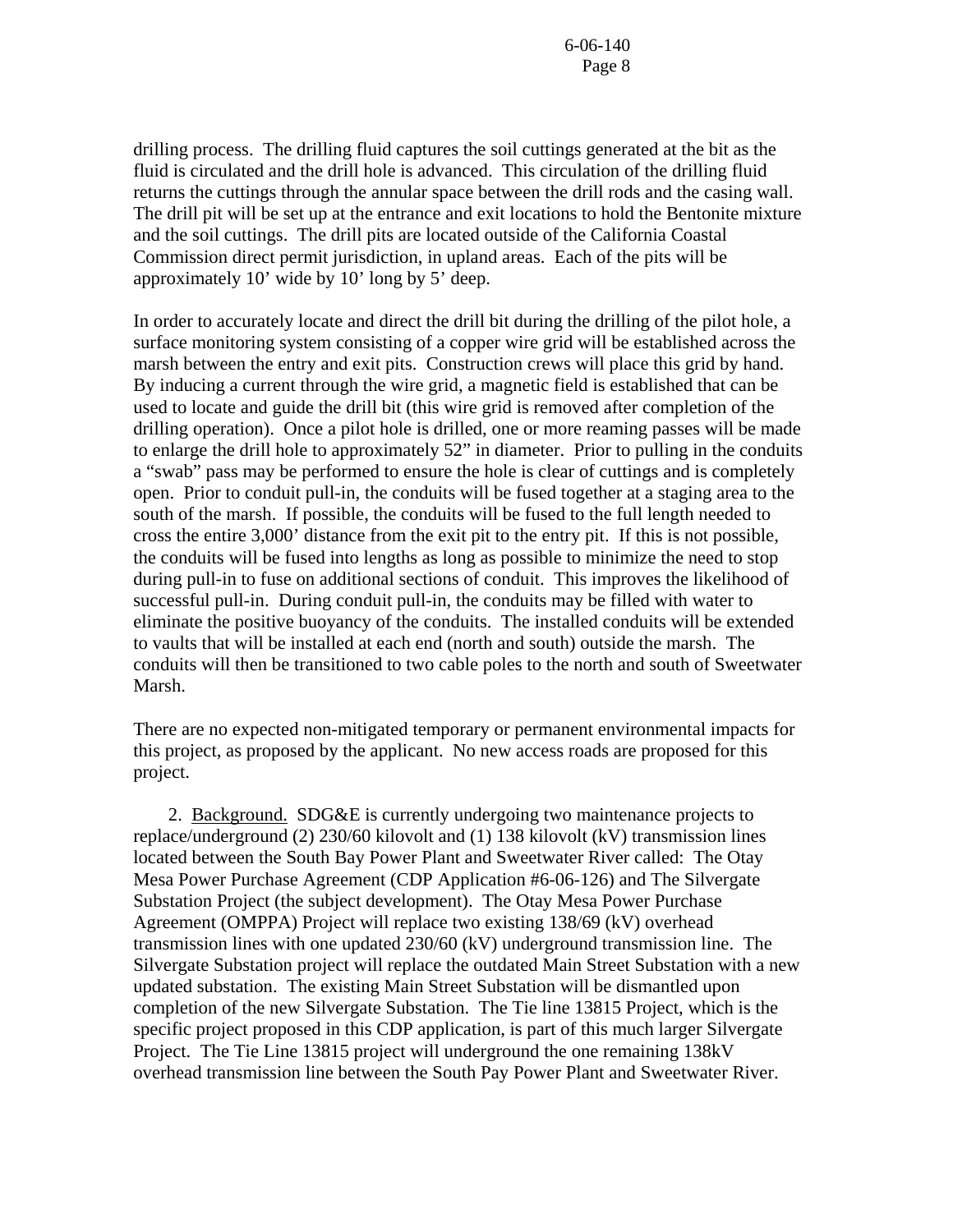drilling process. The drilling fluid captures the soil cuttings generated at the bit as the fluid is circulated and the drill hole is advanced. This circulation of the drilling fluid returns the cuttings through the annular space between the drill rods and the casing wall. The drill pit will be set up at the entrance and exit locations to hold the Bentonite mixture and the soil cuttings. The drill pits are located outside of the California Coastal Commission direct permit jurisdiction, in upland areas. Each of the pits will be approximately 10' wide by 10' long by 5' deep.

In order to accurately locate and direct the drill bit during the drilling of the pilot hole, a surface monitoring system consisting of a copper wire grid will be established across the marsh between the entry and exit pits. Construction crews will place this grid by hand. By inducing a current through the wire grid, a magnetic field is established that can be used to locate and guide the drill bit (this wire grid is removed after completion of the drilling operation). Once a pilot hole is drilled, one or more reaming passes will be made to enlarge the drill hole to approximately 52" in diameter. Prior to pulling in the conduits a "swab" pass may be performed to ensure the hole is clear of cuttings and is completely open. Prior to conduit pull-in, the conduits will be fused together at a staging area to the south of the marsh. If possible, the conduits will be fused to the full length needed to cross the entire 3,000' distance from the exit pit to the entry pit. If this is not possible, the conduits will be fused into lengths as long as possible to minimize the need to stop during pull-in to fuse on additional sections of conduit. This improves the likelihood of successful pull-in. During conduit pull-in, the conduits may be filled with water to eliminate the positive buoyancy of the conduits. The installed conduits will be extended to vaults that will be installed at each end (north and south) outside the marsh. The conduits will then be transitioned to two cable poles to the north and south of Sweetwater Marsh.

There are no expected non-mitigated temporary or permanent environmental impacts for this project, as proposed by the applicant. No new access roads are proposed for this project.

2. Background. SDG&E is currently undergoing two maintenance projects to replace/underground (2) 230/60 kilovolt and (1) 138 kilovolt (kV) transmission lines located between the South Bay Power Plant and Sweetwater River called: The Otay Mesa Power Purchase Agreement (CDP Application #6-06-126) and The Silvergate Substation Project (the subject development). The Otay Mesa Power Purchase Agreement (OMPPA) Project will replace two existing 138/69 (kV) overhead transmission lines with one updated 230/60 (kV) underground transmission line. The Silvergate Substation project will replace the outdated Main Street Substation with a new updated substation. The existing Main Street Substation will be dismantled upon completion of the new Silvergate Substation. The Tie line 13815 Project, which is the specific project proposed in this CDP application, is part of this much larger Silvergate Project. The Tie Line 13815 project will underground the one remaining 138kV overhead transmission line between the South Pay Power Plant and Sweetwater River.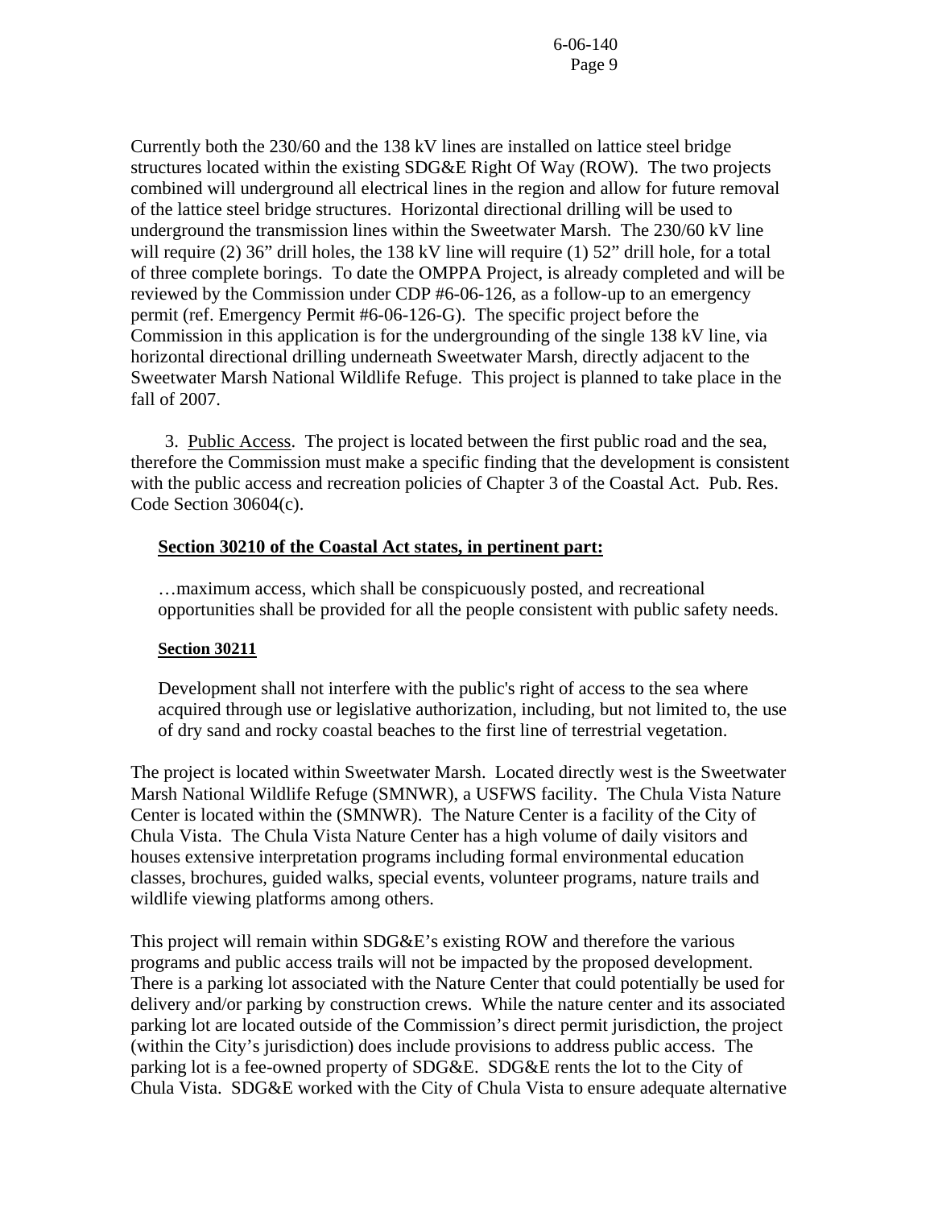Currently both the 230/60 and the 138 kV lines are installed on lattice steel bridge structures located within the existing SDG&E Right Of Way (ROW). The two projects combined will underground all electrical lines in the region and allow for future removal of the lattice steel bridge structures. Horizontal directional drilling will be used to underground the transmission lines within the Sweetwater Marsh. The 230/60 kV line will require (2) 36" drill holes, the 138 kV line will require (1) 52" drill hole, for a total of three complete borings. To date the OMPPA Project, is already completed and will be reviewed by the Commission under CDP #6-06-126, as a follow-up to an emergency permit (ref. Emergency Permit #6-06-126-G). The specific project before the Commission in this application is for the undergrounding of the single 138 kV line, via horizontal directional drilling underneath Sweetwater Marsh, directly adjacent to the Sweetwater Marsh National Wildlife Refuge. This project is planned to take place in the fall of 2007.

3. Public Access. The project is located between the first public road and the sea, therefore the Commission must make a specific finding that the development is consistent with the public access and recreation policies of Chapter 3 of the Coastal Act. Pub. Res. Code Section 30604(c).

**Section 30210 of the Coastal Act states, in pertinent part:**

…maximum access, which shall be conspicuously posted, and recreational opportunities shall be provided for all the people consistent with public safety needs.

**Section 30211**

Development shall not interfere with the public's right of access to the sea where acquired through use or legislative authorization, including, but not limited to, the use of dry sand and rocky coastal beaches to the first line of terrestrial vegetation.

The project is located within Sweetwater Marsh. Located directly west is the Sweetwater Marsh National Wildlife Refuge (SMNWR), a USFWS facility. The Chula Vista Nature Center is located within the (SMNWR). The Nature Center is a facility of the City of Chula Vista. The Chula Vista Nature Center has a high volume of daily visitors and houses extensive interpretation programs including formal environmental education classes, brochures, guided walks, special events, volunteer programs, nature trails and wildlife viewing platforms among others.

This project will remain within SDG&E's existing ROW and therefore the various programs and public access trails will not be impacted by the proposed development. There is a parking lot associated with the Nature Center that could potentially be used for delivery and/or parking by construction crews. While the nature center and its associated parking lot are located outside of the Commission's direct permit jurisdiction, the project (within the City's jurisdiction) does include provisions to address public access. The parking lot is a fee-owned property of SDG&E. SDG&E rents the lot to the City of Chula Vista. SDG&E worked with the City of Chula Vista to ensure adequate alternative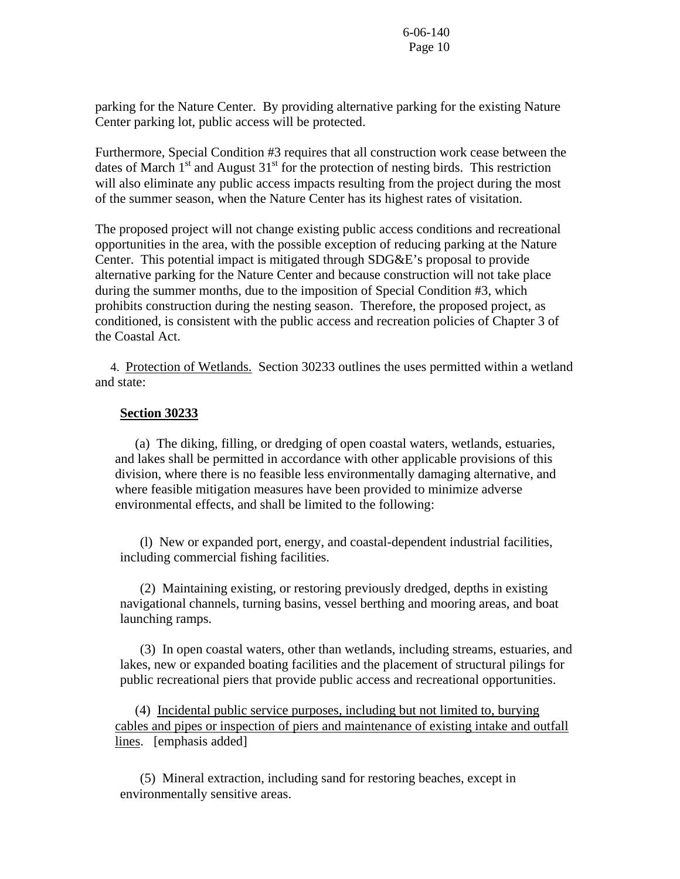parking for the Nature Center. By providing alternative parking for the existing Nature Center parking lot, public access will be protected.

Furthermore, Special Condition #3 requires that all construction work cease between the dates of March 1st and August 31st for the protection of nesting birds. This restriction will also eliminate any public access impacts resulting from the project during the most of the summer season, when the Nature Center has its highest rates of visitation.

The proposed project will not change existing public access conditions and recreational opportunities in the area, with the possible exception of reducing parking at the Nature Center. This potential impact is mitigated through SDG&E's proposal to provide alternative parking for the Nature Center and because construction will not take place during the summer months, due to the imposition of Special Condition #3, which prohibits construction during the nesting season. Therefore, the proposed project, as conditioned, is consistent with the public access and recreation policies of Chapter 3 of the Coastal Act.

4. Protection of Wetlands. Section 30233 outlines the uses permitted within a wetland and state:

**Section 30233**

(a) The diking, filling, or dredging of open coastal waters, wetlands, estuaries, and lakes shall be permitted in accordance with other applicable provisions of this division, where there is no feasible less environmentally damaging alternative, and where feasible mitigation measures have been provided to minimize adverse environmental effects, and shall be limited to the following:

(l) New or expanded port, energy, and coastal-dependent industrial facilities, including commercial fishing facilities.

(2) Maintaining existing, or restoring previously dredged, depths in existing navigational channels, turning basins, vessel berthing and mooring areas, and boat launching ramps.

(3) In open coastal waters, other than wetlands, including streams, estuaries, and lakes, new or expanded boating facilities and the placement of structural pilings for public recreational piers that provide public access and recreational opportunities.

(4) Incidental public service purposes, including but not limited to, burying cables and pipes or inspection of piers and maintenance of existing intake and outfall lines. [emphasis added]

(5) Mineral extraction, including sand for restoring beaches, except in environmentally sensitive areas.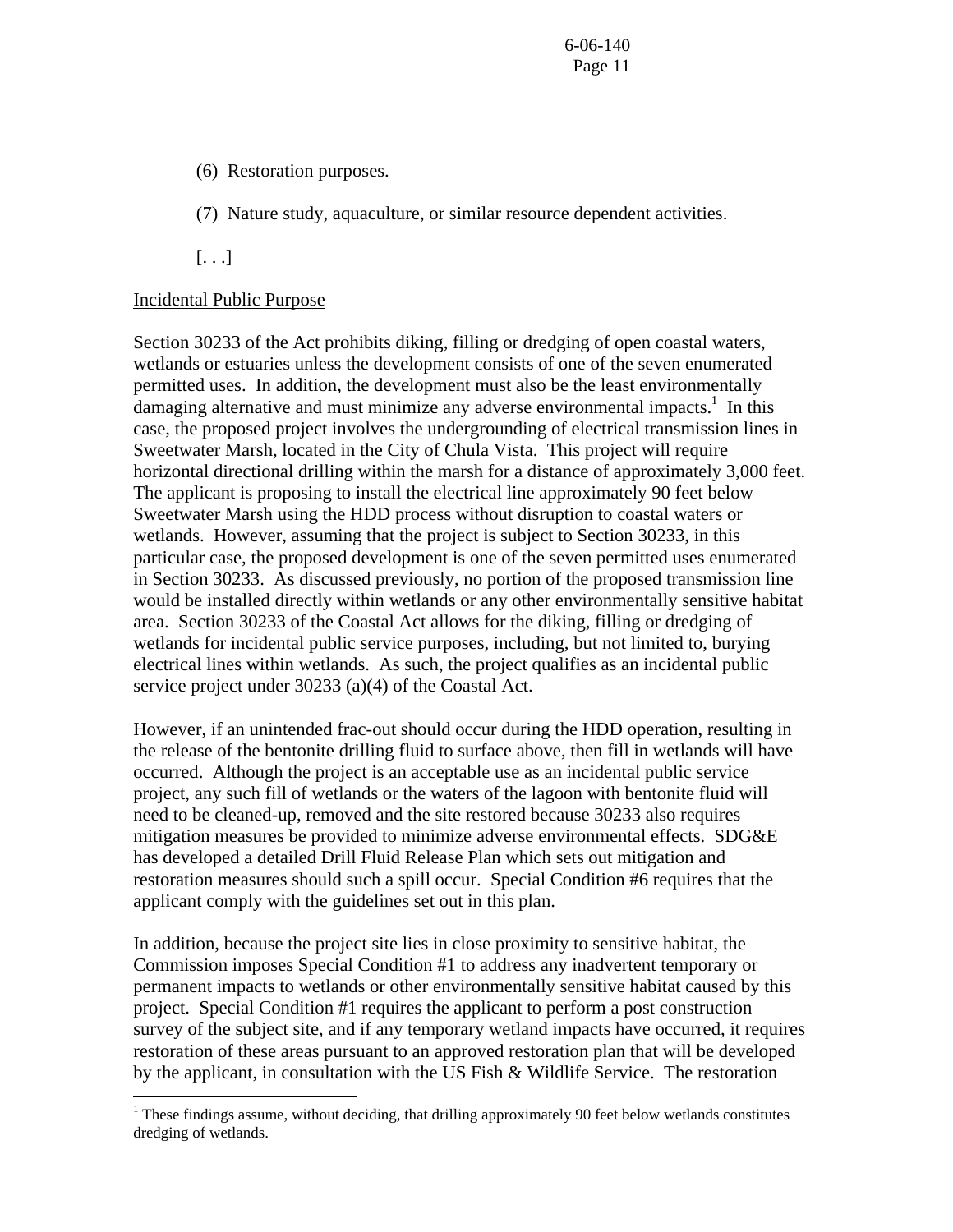(6) Restoration purposes.

(7) Nature study, aquaculture, or similar resource dependent activities.

[. . .]

Incidental Public Purpose

Section 30233 of the Act prohibits diking, filling or dredging of open coastal waters, wetlands or estuaries unless the development consists of one of the seven enumerated permitted uses. In addition, the development must also be the least environmentally damaging alternative and must minimize any adverse environmental impacts.[1] In this case, the proposed project involves the undergrounding of electrical transmission lines in Sweetwater Marsh, located in the City of Chula Vista. This project will require horizontal directional drilling within the marsh for a distance of approximately 3,000 feet. The applicant is proposing to install the electrical line approximately 90 feet below Sweetwater Marsh using the HDD process without disruption to coastal waters or wetlands. However, assuming that the project is subject to Section 30233, in this particular case, the proposed development is one of the seven permitted uses enumerated in Section 30233. As discussed previously, no portion of the proposed transmission line would be installed directly within wetlands or any other environmentally sensitive habitat area. Section 30233 of the Coastal Act allows for the diking, filling or dredging of wetlands for incidental public service purposes, including, but not limited to, burying electrical lines within wetlands. As such, the project qualifies as an incidental public service project under 30233 (a)(4) of the Coastal Act.

However, if an unintended frac-out should occur during the HDD operation, resulting in the release of the bentonite drilling fluid to surface above, then fill in wetlands will have occurred. Although the project is an acceptable use as an incidental public service project, any such fill of wetlands or the waters of the lagoon with bentonite fluid will need to be cleaned-up, removed and the site restored because 30233 also requires mitigation measures be provided to minimize adverse environmental effects. SDG&E has developed a detailed Drill Fluid Release Plan which sets out mitigation and restoration measures should such a spill occur. Special Condition #6 requires that the applicant comply with the guidelines set out in this plan.

In addition, because the project site lies in close proximity to sensitive habitat, the Commission imposes Special Condition #1 to address any inadvertent temporary or permanent impacts to wetlands or other environmentally sensitive habitat caused by this project. Special Condition #1 requires the applicant to perform a post construction survey of the subject site, and if any temporary wetland impacts have occurred, it requires restoration of these areas pursuant to an approved restoration plan that will be developed by the applicant, in consultation with the US Fish & Wildlife Service. The restoration

---

[1] These findings assume, without deciding, that drilling approximately 90 feet below wetlands constitutes dredging of wetlands.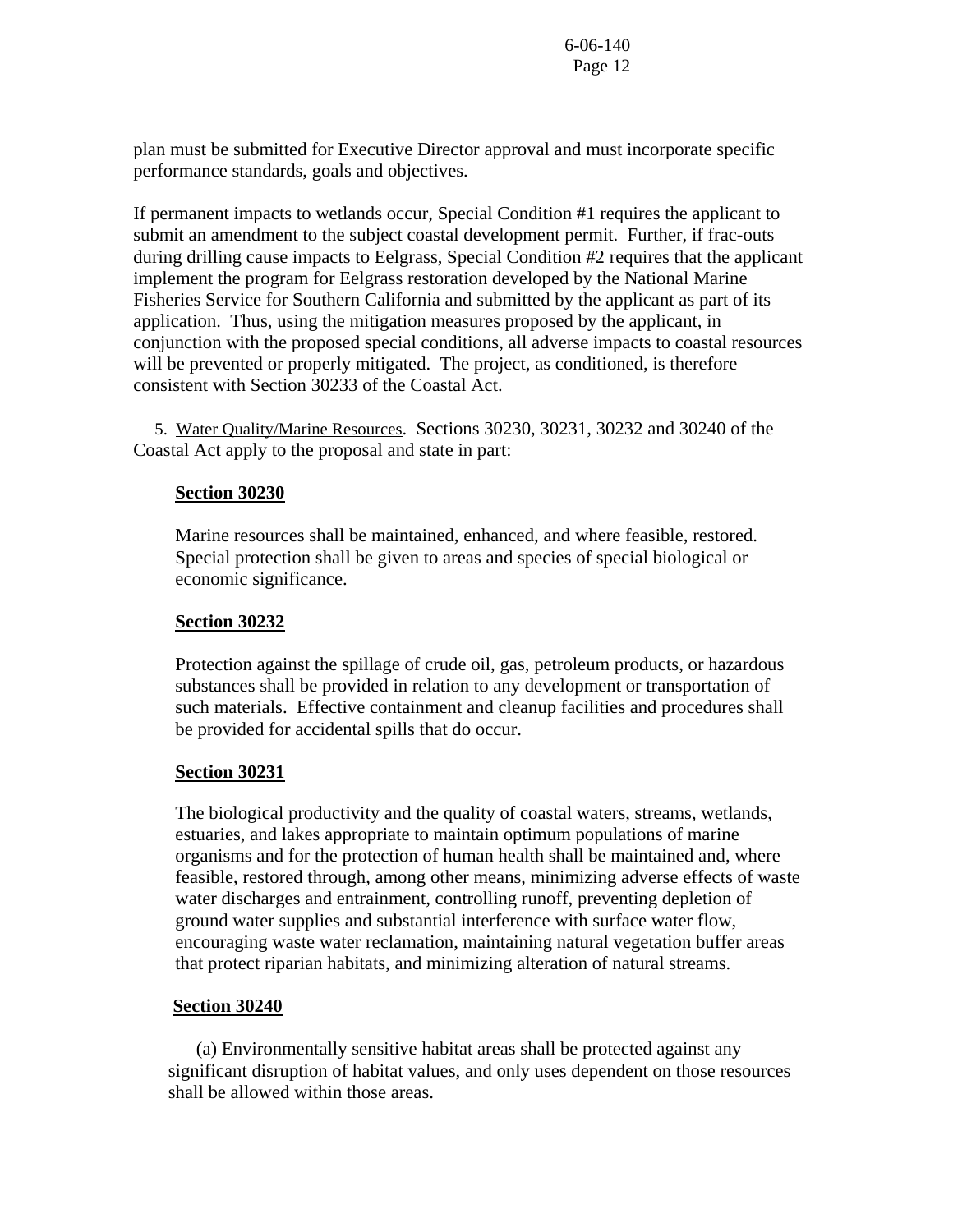plan must be submitted for Executive Director approval and must incorporate specific performance standards, goals and objectives.

If permanent impacts to wetlands occur, Special Condition #1 requires the applicant to submit an amendment to the subject coastal development permit. Further, if frac-outs during drilling cause impacts to Eelgrass, Special Condition #2 requires that the applicant implement the program for Eelgrass restoration developed by the National Marine Fisheries Service for Southern California and submitted by the applicant as part of its application. Thus, using the mitigation measures proposed by the applicant, in conjunction with the proposed special conditions, all adverse impacts to coastal resources will be prevented or properly mitigated. The project, as conditioned, is therefore consistent with Section 30233 of the Coastal Act.

5. Water Quality/Marine Resources. Sections 30230, 30231, 30232 and 30240 of the Coastal Act apply to the proposal and state in part:

**Section 30230**

Marine resources shall be maintained, enhanced, and where feasible, restored. Special protection shall be given to areas and species of special biological or economic significance.

**Section 30232**

Protection against the spillage of crude oil, gas, petroleum products, or hazardous substances shall be provided in relation to any development or transportation of such materials. Effective containment and cleanup facilities and procedures shall be provided for accidental spills that do occur.

**Section 30231**

The biological productivity and the quality of coastal waters, streams, wetlands, estuaries, and lakes appropriate to maintain optimum populations of marine organisms and for the protection of human health shall be maintained and, where feasible, restored through, among other means, minimizing adverse effects of waste water discharges and entrainment, controlling runoff, preventing depletion of ground water supplies and substantial interference with surface water flow, encouraging waste water reclamation, maintaining natural vegetation buffer areas that protect riparian habitats, and minimizing alteration of natural streams.

**Section 30240**

(a) Environmentally sensitive habitat areas shall be protected against any significant disruption of habitat values, and only uses dependent on those resources shall be allowed within those areas.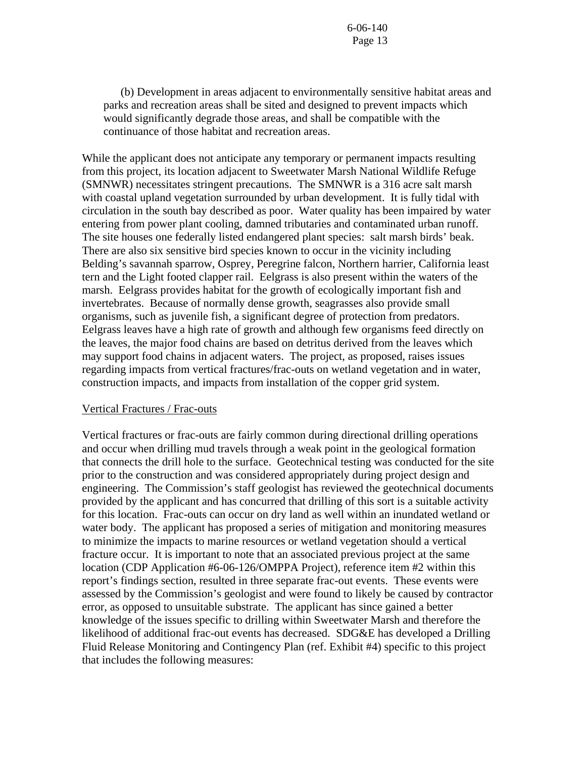(b) Development in areas adjacent to environmentally sensitive habitat areas and parks and recreation areas shall be sited and designed to prevent impacts which would significantly degrade those areas, and shall be compatible with the continuance of those habitat and recreation areas.

While the applicant does not anticipate any temporary or permanent impacts resulting from this project, its location adjacent to Sweetwater Marsh National Wildlife Refuge (SMNWR) necessitates stringent precautions. The SMNWR is a 316 acre salt marsh with coastal upland vegetation surrounded by urban development. It is fully tidal with circulation in the south bay described as poor. Water quality has been impaired by water entering from power plant cooling, damned tributaries and contaminated urban runoff. The site houses one federally listed endangered plant species: salt marsh birds' beak. There are also six sensitive bird species known to occur in the vicinity including Belding's savannah sparrow, Osprey, Peregrine falcon, Northern harrier, California least tern and the Light footed clapper rail. Eelgrass is also present within the waters of the marsh. Eelgrass provides habitat for the growth of ecologically important fish and invertebrates. Because of normally dense growth, seagrasses also provide small organisms, such as juvenile fish, a significant degree of protection from predators. Eelgrass leaves have a high rate of growth and although few organisms feed directly on the leaves, the major food chains are based on detritus derived from the leaves which may support food chains in adjacent waters. The project, as proposed, raises issues regarding impacts from vertical fractures/frac-outs on wetland vegetation and in water, construction impacts, and impacts from installation of the copper grid system.

<u>Vertical Fractures / Frac-outs</u>

Vertical fractures or frac-outs are fairly common during directional drilling operations and occur when drilling mud travels through a weak point in the geological formation that connects the drill hole to the surface. Geotechnical testing was conducted for the site prior to the construction and was considered appropriately during project design and engineering. The Commission's staff geologist has reviewed the geotechnical documents provided by the applicant and has concurred that drilling of this sort is a suitable activity for this location. Frac-outs can occur on dry land as well within an inundated wetland or water body. The applicant has proposed a series of mitigation and monitoring measures to minimize the impacts to marine resources or wetland vegetation should a vertical fracture occur. It is important to note that an associated previous project at the same location (CDP Application #6-06-126/OMPPA Project), reference item #2 within this report's findings section, resulted in three separate frac-out events. These events were assessed by the Commission's geologist and were found to likely be caused by contractor error, as opposed to unsuitable substrate. The applicant has since gained a better knowledge of the issues specific to drilling within Sweetwater Marsh and therefore the likelihood of additional frac-out events has decreased. SDG&E has developed a Drilling Fluid Release Monitoring and Contingency Plan (ref. Exhibit #4) specific to this project that includes the following measures: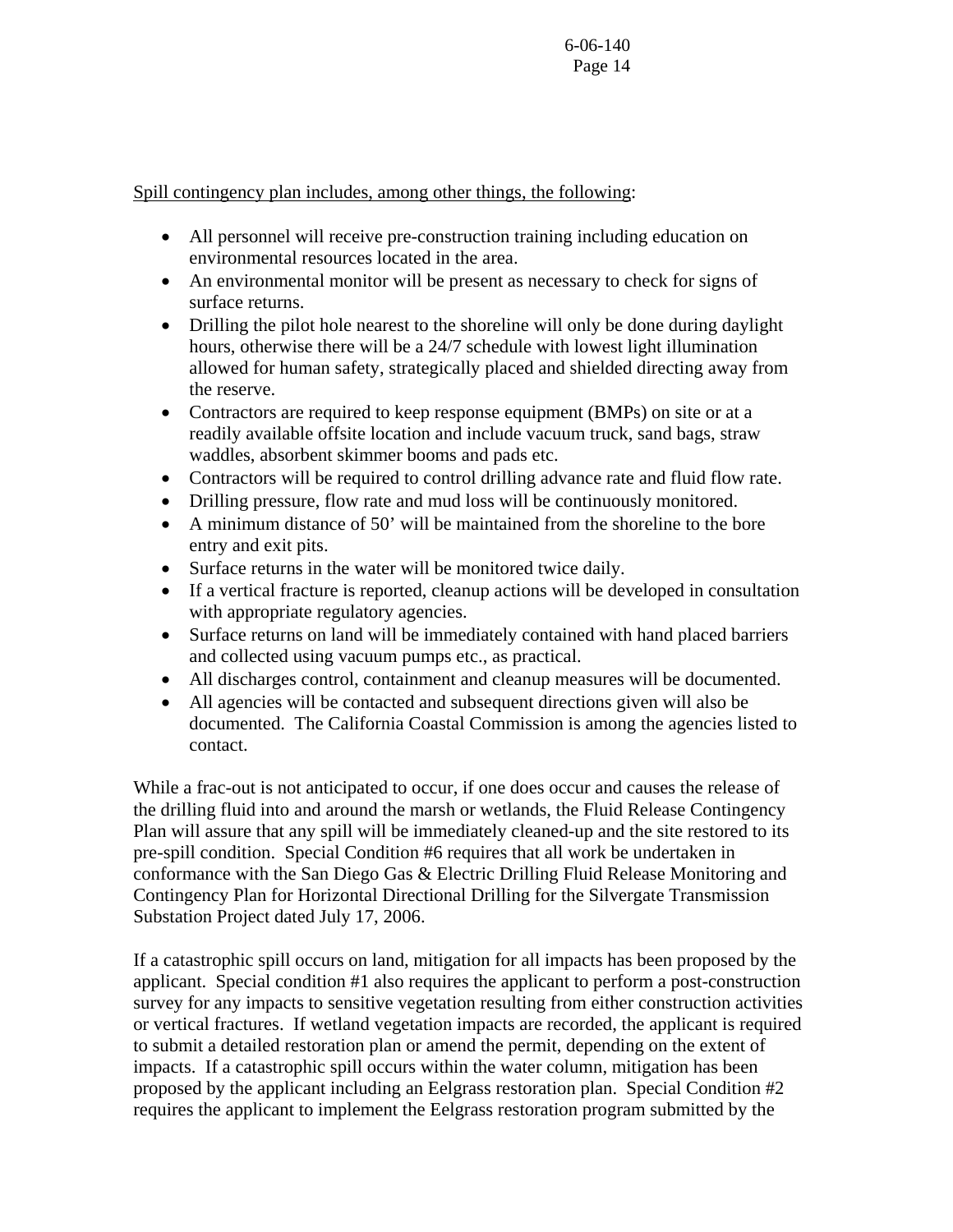<u>Spill contingency plan includes, among other things, the following</u>:

- All personnel will receive pre-construction training including education on environmental resources located in the area.
- An environmental monitor will be present as necessary to check for signs of surface returns.
- Drilling the pilot hole nearest to the shoreline will only be done during daylight hours, otherwise there will be a 24/7 schedule with lowest light illumination allowed for human safety, strategically placed and shielded directing away from the reserve.
- Contractors are required to keep response equipment (BMPs) on site or at a readily available offsite location and include vacuum truck, sand bags, straw waddles, absorbent skimmer booms and pads etc.
- Contractors will be required to control drilling advance rate and fluid flow rate.
- Drilling pressure, flow rate and mud loss will be continuously monitored.
- A minimum distance of 50' will be maintained from the shoreline to the bore entry and exit pits.
- Surface returns in the water will be monitored twice daily.
- If a vertical fracture is reported, cleanup actions will be developed in consultation with appropriate regulatory agencies.
- Surface returns on land will be immediately contained with hand placed barriers and collected using vacuum pumps etc., as practical.
- All discharges control, containment and cleanup measures will be documented.
- All agencies will be contacted and subsequent directions given will also be documented. The California Coastal Commission is among the agencies listed to contact.

While a frac-out is not anticipated to occur, if one does occur and causes the release of the drilling fluid into and around the marsh or wetlands, the Fluid Release Contingency Plan will assure that any spill will be immediately cleaned-up and the site restored to its pre-spill condition. Special Condition #6 requires that all work be undertaken in conformance with the San Diego Gas & Electric Drilling Fluid Release Monitoring and Contingency Plan for Horizontal Directional Drilling for the Silvergate Transmission Substation Project dated July 17, 2006.

If a catastrophic spill occurs on land, mitigation for all impacts has been proposed by the applicant. Special condition #1 also requires the applicant to perform a post-construction survey for any impacts to sensitive vegetation resulting from either construction activities or vertical fractures. If wetland vegetation impacts are recorded, the applicant is required to submit a detailed restoration plan or amend the permit, depending on the extent of impacts. If a catastrophic spill occurs within the water column, mitigation has been proposed by the applicant including an Eelgrass restoration plan. Special Condition #2 requires the applicant to implement the Eelgrass restoration program submitted by the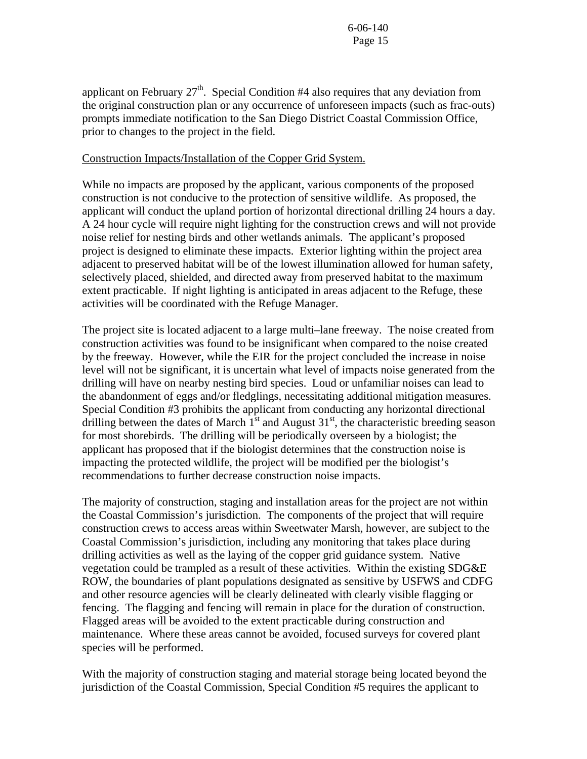applicant on February 27th. Special Condition #4 also requires that any deviation from the original construction plan or any occurrence of unforeseen impacts (such as frac-outs) prompts immediate notification to the San Diego District Coastal Commission Office, prior to changes to the project in the field.

Construction Impacts/Installation of the Copper Grid System.

While no impacts are proposed by the applicant, various components of the proposed construction is not conducive to the protection of sensitive wildlife. As proposed, the applicant will conduct the upland portion of horizontal directional drilling 24 hours a day. A 24 hour cycle will require night lighting for the construction crews and will not provide noise relief for nesting birds and other wetlands animals. The applicant's proposed project is designed to eliminate these impacts. Exterior lighting within the project area adjacent to preserved habitat will be of the lowest illumination allowed for human safety, selectively placed, shielded, and directed away from preserved habitat to the maximum extent practicable. If night lighting is anticipated in areas adjacent to the Refuge, these activities will be coordinated with the Refuge Manager.

The project site is located adjacent to a large multi–lane freeway. The noise created from construction activities was found to be insignificant when compared to the noise created by the freeway. However, while the EIR for the project concluded the increase in noise level will not be significant, it is uncertain what level of impacts noise generated from the drilling will have on nearby nesting bird species. Loud or unfamiliar noises can lead to the abandonment of eggs and/or fledglings, necessitating additional mitigation measures. Special Condition #3 prohibits the applicant from conducting any horizontal directional drilling between the dates of March 1st and August 31st, the characteristic breeding season for most shorebirds. The drilling will be periodically overseen by a biologist; the applicant has proposed that if the biologist determines that the construction noise is impacting the protected wildlife, the project will be modified per the biologist's recommendations to further decrease construction noise impacts.

The majority of construction, staging and installation areas for the project are not within the Coastal Commission's jurisdiction. The components of the project that will require construction crews to access areas within Sweetwater Marsh, however, are subject to the Coastal Commission's jurisdiction, including any monitoring that takes place during drilling activities as well as the laying of the copper grid guidance system. Native vegetation could be trampled as a result of these activities. Within the existing SDG&E ROW, the boundaries of plant populations designated as sensitive by USFWS and CDFG and other resource agencies will be clearly delineated with clearly visible flagging or fencing. The flagging and fencing will remain in place for the duration of construction. Flagged areas will be avoided to the extent practicable during construction and maintenance. Where these areas cannot be avoided, focused surveys for covered plant species will be performed.

With the majority of construction staging and material storage being located beyond the jurisdiction of the Coastal Commission, Special Condition #5 requires the applicant to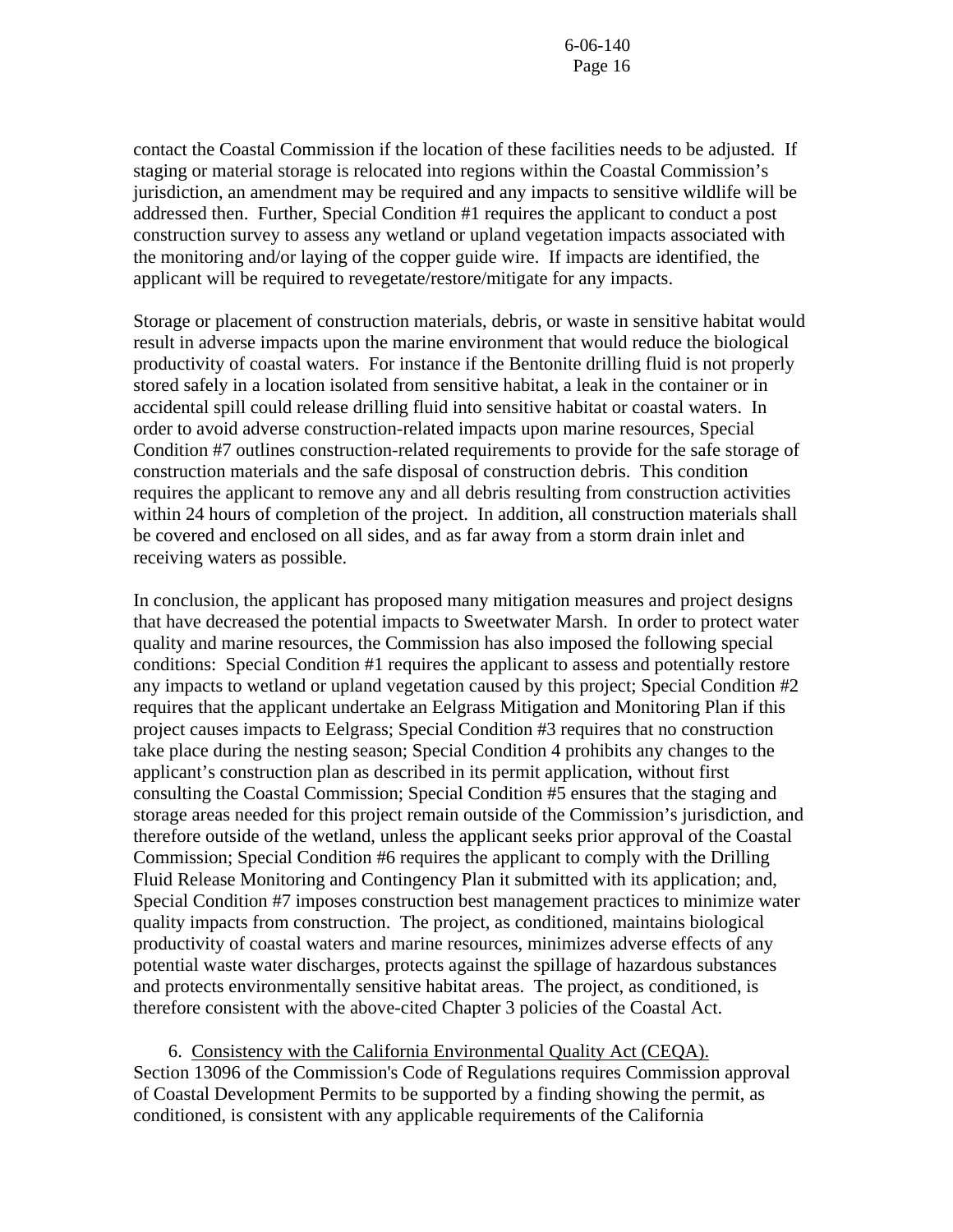contact the Coastal Commission if the location of these facilities needs to be adjusted. If staging or material storage is relocated into regions within the Coastal Commission's jurisdiction, an amendment may be required and any impacts to sensitive wildlife will be addressed then. Further, Special Condition #1 requires the applicant to conduct a post construction survey to assess any wetland or upland vegetation impacts associated with the monitoring and/or laying of the copper guide wire. If impacts are identified, the applicant will be required to revegetate/restore/mitigate for any impacts.

Storage or placement of construction materials, debris, or waste in sensitive habitat would result in adverse impacts upon the marine environment that would reduce the biological productivity of coastal waters. For instance if the Bentonite drilling fluid is not properly stored safely in a location isolated from sensitive habitat, a leak in the container or in accidental spill could release drilling fluid into sensitive habitat or coastal waters. In order to avoid adverse construction-related impacts upon marine resources, Special Condition #7 outlines construction-related requirements to provide for the safe storage of construction materials and the safe disposal of construction debris. This condition requires the applicant to remove any and all debris resulting from construction activities within 24 hours of completion of the project. In addition, all construction materials shall be covered and enclosed on all sides, and as far away from a storm drain inlet and receiving waters as possible.

In conclusion, the applicant has proposed many mitigation measures and project designs that have decreased the potential impacts to Sweetwater Marsh. In order to protect water quality and marine resources, the Commission has also imposed the following special conditions: Special Condition #1 requires the applicant to assess and potentially restore any impacts to wetland or upland vegetation caused by this project; Special Condition #2 requires that the applicant undertake an Eelgrass Mitigation and Monitoring Plan if this project causes impacts to Eelgrass; Special Condition #3 requires that no construction take place during the nesting season; Special Condition 4 prohibits any changes to the applicant's construction plan as described in its permit application, without first consulting the Coastal Commission; Special Condition #5 ensures that the staging and storage areas needed for this project remain outside of the Commission's jurisdiction, and therefore outside of the wetland, unless the applicant seeks prior approval of the Coastal Commission; Special Condition #6 requires the applicant to comply with the Drilling Fluid Release Monitoring and Contingency Plan it submitted with its application; and, Special Condition #7 imposes construction best management practices to minimize water quality impacts from construction. The project, as conditioned, maintains biological productivity of coastal waters and marine resources, minimizes adverse effects of any potential waste water discharges, protects against the spillage of hazardous substances and protects environmentally sensitive habitat areas. The project, as conditioned, is therefore consistent with the above-cited Chapter 3 policies of the Coastal Act.

6. Consistency with the California Environmental Quality Act (CEQA). Section 13096 of the Commission's Code of Regulations requires Commission approval of Coastal Development Permits to be supported by a finding showing the permit, as conditioned, is consistent with any applicable requirements of the California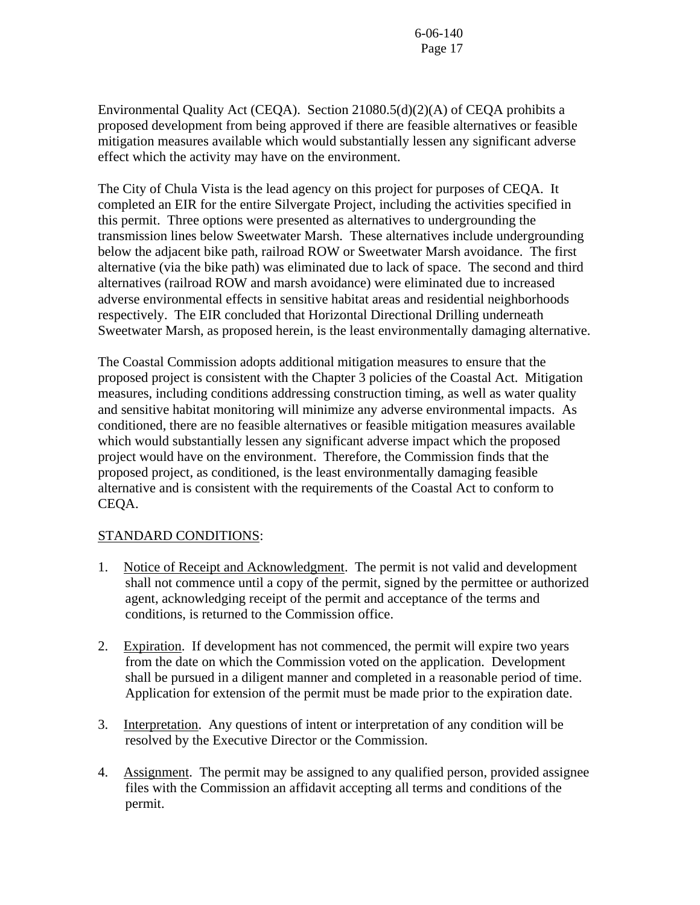Environmental Quality Act (CEQA). Section 21080.5(d)(2)(A) of CEQA prohibits a proposed development from being approved if there are feasible alternatives or feasible mitigation measures available which would substantially lessen any significant adverse effect which the activity may have on the environment.

The City of Chula Vista is the lead agency on this project for purposes of CEQA. It completed an EIR for the entire Silvergate Project, including the activities specified in this permit. Three options were presented as alternatives to undergrounding the transmission lines below Sweetwater Marsh. These alternatives include undergrounding below the adjacent bike path, railroad ROW or Sweetwater Marsh avoidance. The first alternative (via the bike path) was eliminated due to lack of space. The second and third alternatives (railroad ROW and marsh avoidance) were eliminated due to increased adverse environmental effects in sensitive habitat areas and residential neighborhoods respectively. The EIR concluded that Horizontal Directional Drilling underneath Sweetwater Marsh, as proposed herein, is the least environmentally damaging alternative.

The Coastal Commission adopts additional mitigation measures to ensure that the proposed project is consistent with the Chapter 3 policies of the Coastal Act. Mitigation measures, including conditions addressing construction timing, as well as water quality and sensitive habitat monitoring will minimize any adverse environmental impacts. As conditioned, there are no feasible alternatives or feasible mitigation measures available which would substantially lessen any significant adverse impact which the proposed project would have on the environment. Therefore, the Commission finds that the proposed project, as conditioned, is the least environmentally damaging feasible alternative and is consistent with the requirements of the Coastal Act to conform to CEQA.

STANDARD CONDITIONS:

1. Notice of Receipt and Acknowledgment. The permit is not valid and development shall not commence until a copy of the permit, signed by the permittee or authorized agent, acknowledging receipt of the permit and acceptance of the terms and conditions, is returned to the Commission office.

2. Expiration. If development has not commenced, the permit will expire two years from the date on which the Commission voted on the application. Development shall be pursued in a diligent manner and completed in a reasonable period of time. Application for extension of the permit must be made prior to the expiration date.

3. Interpretation. Any questions of intent or interpretation of any condition will be resolved by the Executive Director or the Commission.

4. Assignment. The permit may be assigned to any qualified person, provided assignee files with the Commission an affidavit accepting all terms and conditions of the permit.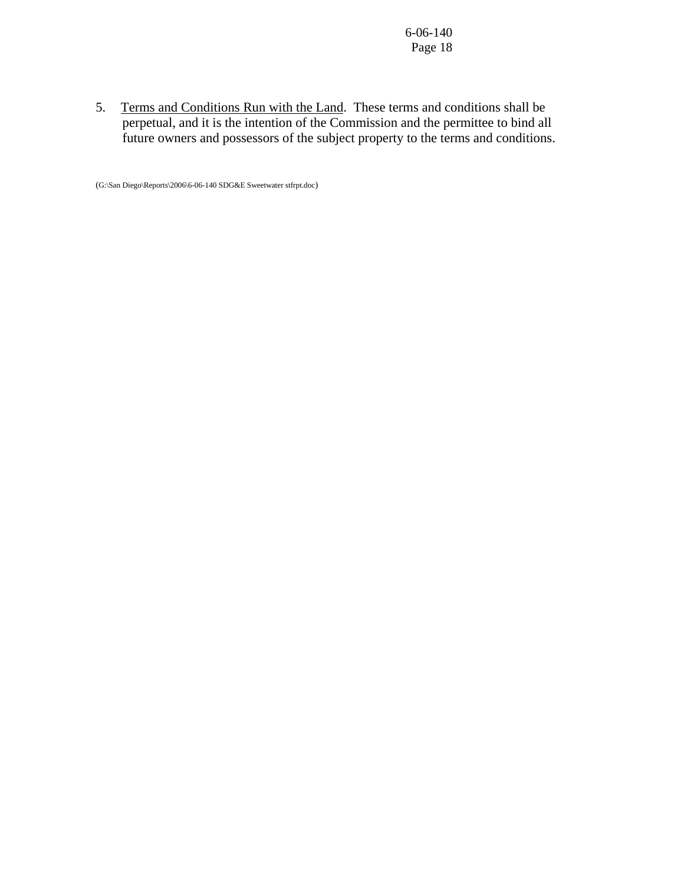5. Terms and Conditions Run with the Land. These terms and conditions shall be perpetual, and it is the intention of the Commission and the permittee to bind all future owners and possessors of the subject property to the terms and conditions.

(G:\San Diego\Reports\2006\6-06-140 SDG&E Sweetwater stfrpt.doc)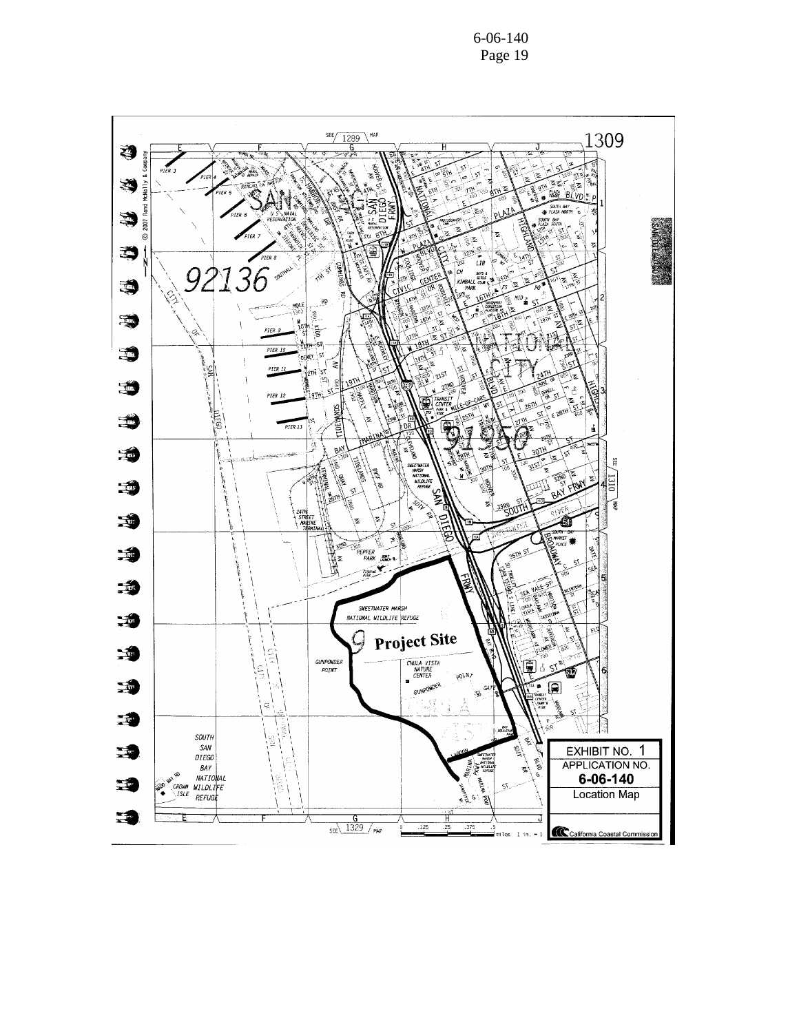EXHIBIT NO. 1

APPLICATION NO.

**6-06-140**

Location Map

California Coastal Commission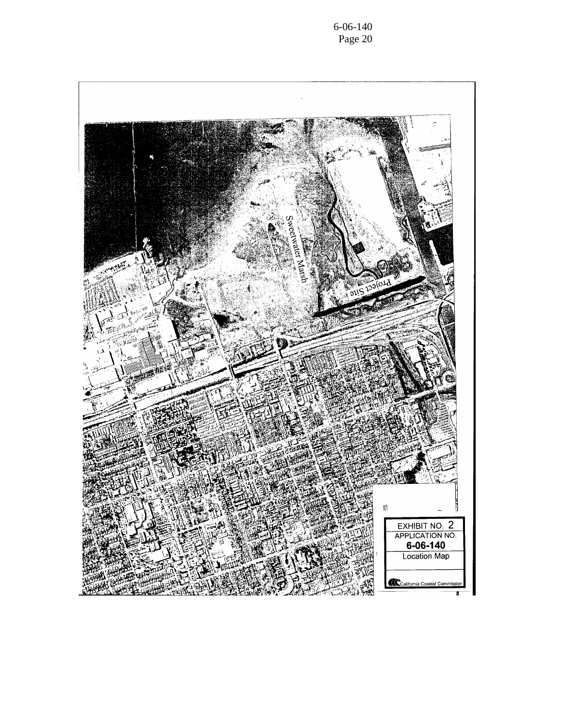Sweetwater Marsh

Project Site

EXHIBIT NO. 2
APPLICATION NO.
**6-06-140**
Location Map

California Coastal Commission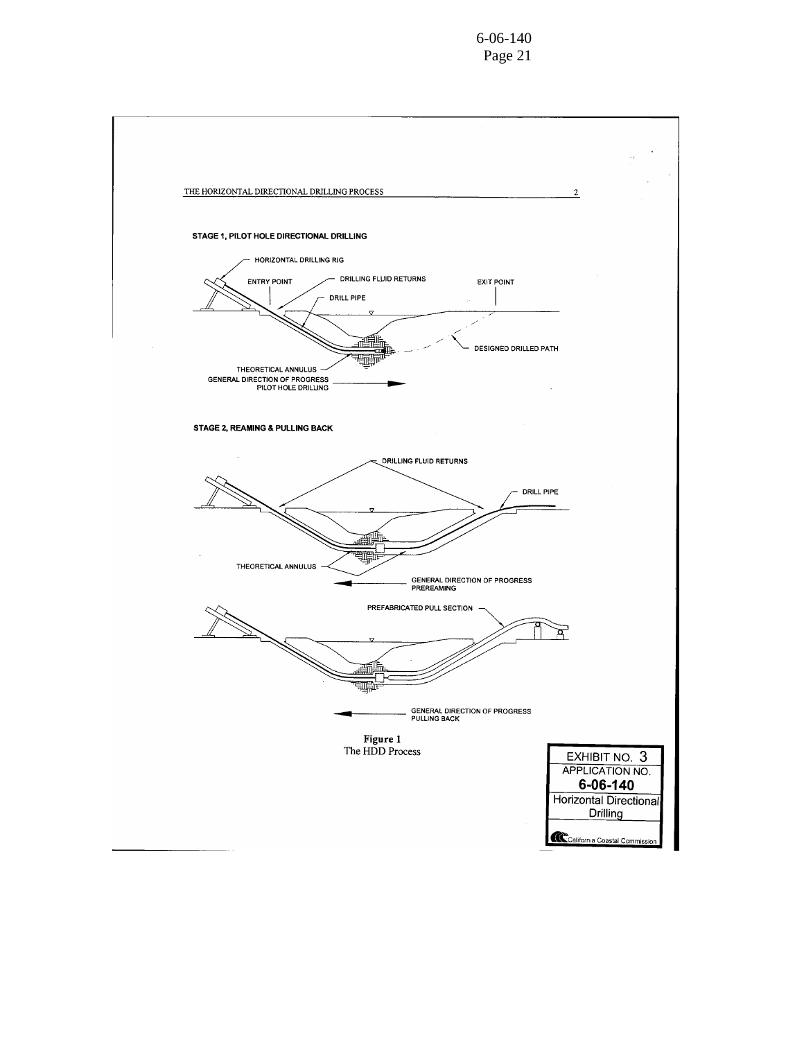THE HORIZONTAL DIRECTIONAL DRILLING PROCESS

**STAGE 1, PILOT HOLE DIRECTIONAL DRILLING**

HORIZONTAL DRILLING RIG

ENTRY POINT

DRILLING FLUID RETURNS

EXIT POINT

DRILL PIPE

DESIGNED DRILLED PATH

THEORETICAL ANNULUS

GENERAL DIRECTION OF PROGRESS PILOT HOLE DRILLING

**STAGE 2, REAMING & PULLING BACK**

DRILLING FLUID RETURNS

DRILL PIPE

THEORETICAL ANNULUS

GENERAL DIRECTION OF PROGRESS PREREAMING

PREFABRICATED PULL SECTION

GENERAL DIRECTION OF PROGRESS PULLING BACK

**Figure 1**
The HDD Process

EXHIBIT NO. 3
APPLICATION NO.
**6-06-140**
Horizontal Directional Drilling
California Coastal Commission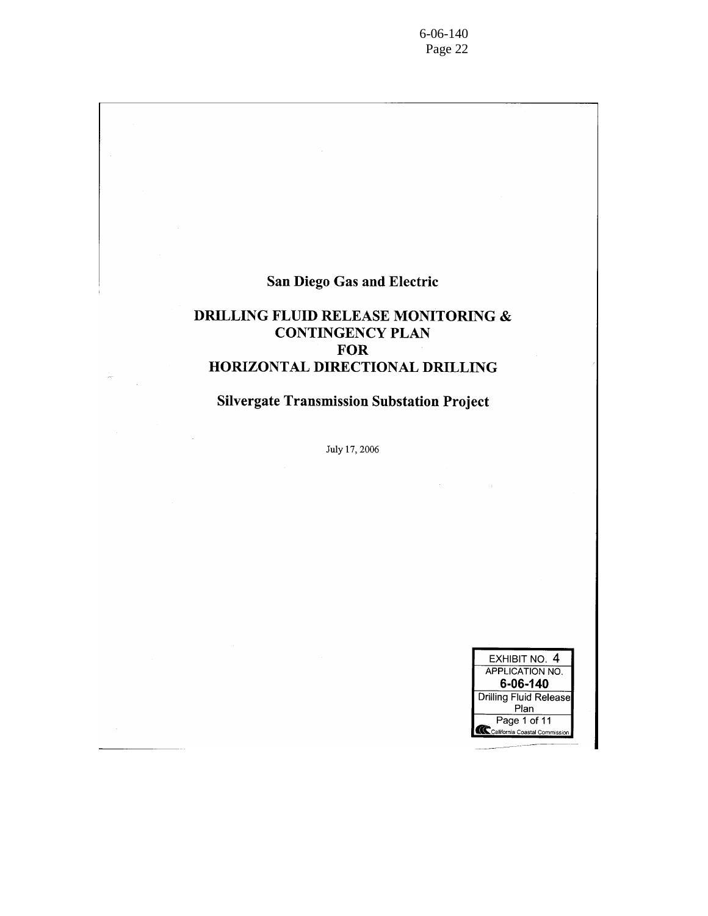# San Diego Gas and Electric

## DRILLING FLUID RELEASE MONITORING & CONTINGENCY PLAN FOR HORIZONTAL DIRECTIONAL DRILLING

## Silvergate Transmission Substation Project

July 17, 2006

EXHIBIT NO. 4
APPLICATION NO.
**6-06-140**
Drilling Fluid Release Plan
Page 1 of 11
California Coastal Commission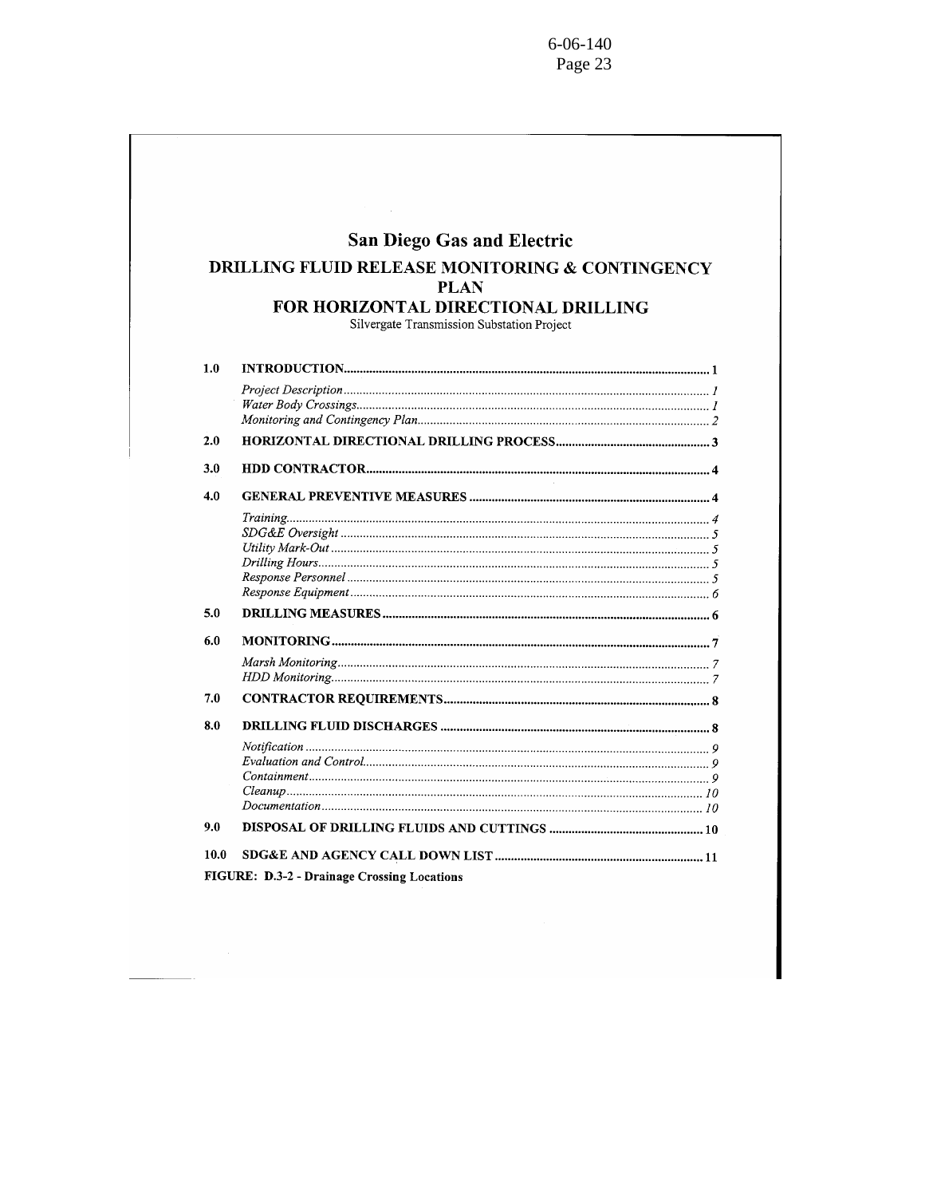# San Diego Gas and Electric

## DRILLING FLUID RELEASE MONITORING & CONTINGENCY PLAN FOR HORIZONTAL DIRECTIONAL DRILLING

Silvergate Transmission Substation Project

| | | |
|---|---|---|
| **1.0** | **INTRODUCTION** | **1** |
| | *Project Description* | *1* |
| | *Water Body Crossings* | *1* |
| | *Monitoring and Contingency Plan* | *2* |
| **2.0** | **HORIZONTAL DIRECTIONAL DRILLING PROCESS** | **3** |
| **3.0** | **HDD CONTRACTOR** | **4** |
| **4.0** | **GENERAL PREVENTIVE MEASURES** | **4** |
| | *Training* | *4* |
| | *SDG&E Oversight* | *5* |
| | *Utility Mark-Out* | *5* |
| | *Drilling Hours* | *5* |
| | *Response Personnel* | *5* |
| | *Response Equipment* | *6* |
| **5.0** | **DRILLING MEASURES** | **6** |
| **6.0** | **MONITORING** | **7** |
| | *Marsh Monitoring* | *7* |
| | *HDD Monitoring* | *7* |
| **7.0** | **CONTRACTOR REQUIREMENTS** | **8** |
| **8.0** | **DRILLING FLUID DISCHARGES** | **8** |
| | *Notification* | *9* |
| | *Evaluation and Control* | *9* |
| | *Containment* | *9* |
| | *Cleanup* | *10* |
| | *Documentation* | *10* |
| **9.0** | **DISPOSAL OF DRILLING FLUIDS AND CUTTINGS** | **10** |
| **10.0** | **SDG&E AND AGENCY CALL DOWN LIST** | **11** |

**FIGURE: D.3-2 - Drainage Crossing Locations**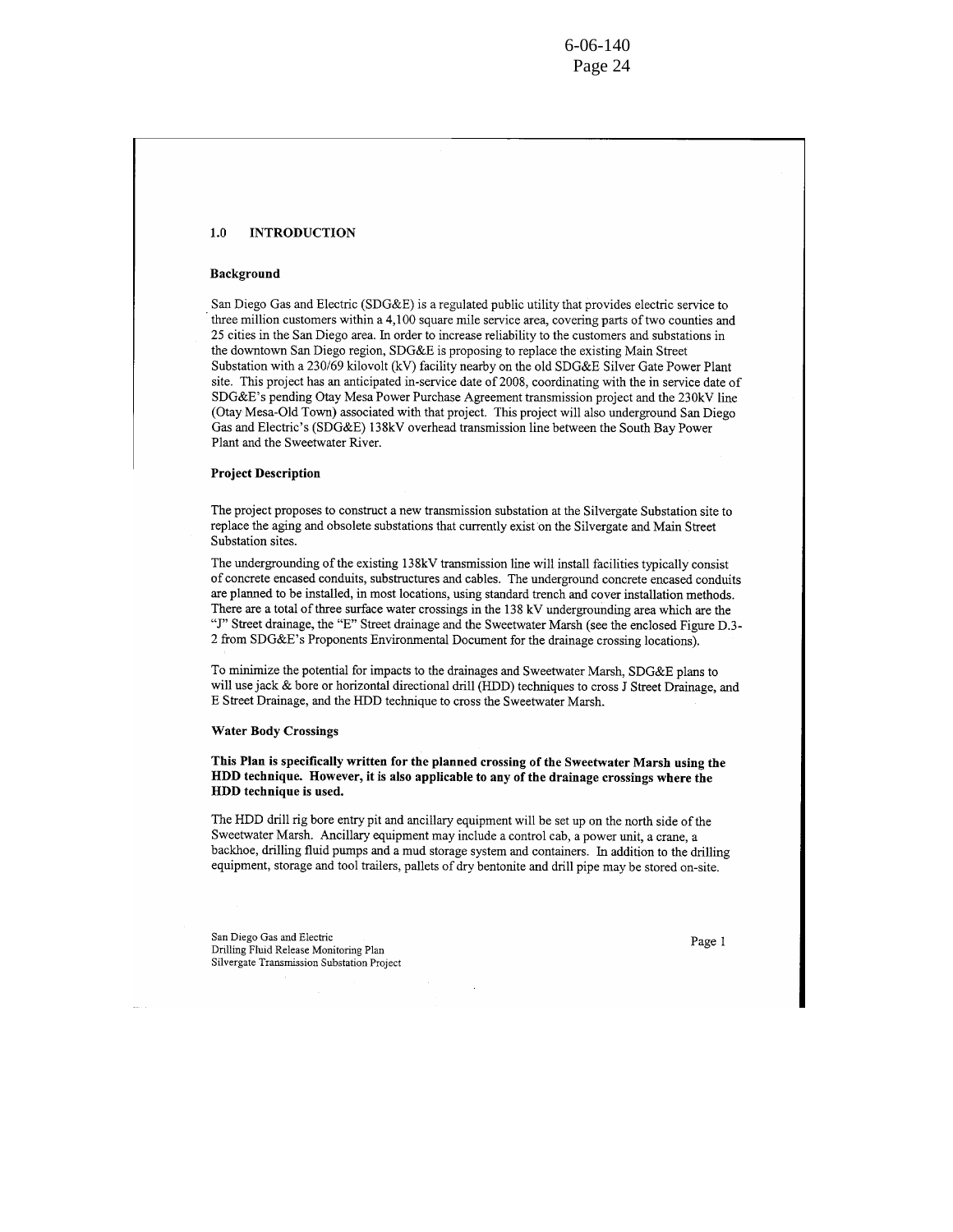## 1.0 INTRODUCTION

### Background

San Diego Gas and Electric (SDG&E) is a regulated public utility that provides electric service to three million customers within a 4,100 square mile service area, covering parts of two counties and 25 cities in the San Diego area. In order to increase reliability to the customers and substations in the downtown San Diego region, SDG&E is proposing to replace the existing Main Street Substation with a 230/69 kilovolt (kV) facility nearby on the old SDG&E Silver Gate Power Plant site. This project has an anticipated in-service date of 2008, coordinating with the in service date of SDG&E's pending Otay Mesa Power Purchase Agreement transmission project and the 230kV line (Otay Mesa-Old Town) associated with that project. This project will also underground San Diego Gas and Electric's (SDG&E) 138kV overhead transmission line between the South Bay Power Plant and the Sweetwater River.

### Project Description

The project proposes to construct a new transmission substation at the Silvergate Substation site to replace the aging and obsolete substations that currently exist on the Silvergate and Main Street Substation sites.

The undergrounding of the existing 138kV transmission line will install facilities typically consist of concrete encased conduits, substructures and cables. The underground concrete encased conduits are planned to be installed, in most locations, using standard trench and cover installation methods. There are a total of three surface water crossings in the 138 kV undergrounding area which are the "J" Street drainage, the "E" Street drainage and the Sweetwater Marsh (see the enclosed Figure D.3-2 from SDG&E's Proponents Environmental Document for the drainage crossing locations).

To minimize the potential for impacts to the drainages and Sweetwater Marsh, SDG&E plans to will use jack & bore or horizontal directional drill (HDD) techniques to cross J Street Drainage, and E Street Drainage, and the HDD technique to cross the Sweetwater Marsh.

### Water Body Crossings

**This Plan is specifically written for the planned crossing of the Sweetwater Marsh using the HDD technique. However, it is also applicable to any of the drainage crossings where the HDD technique is used.**

The HDD drill rig bore entry pit and ancillary equipment will be set up on the north side of the Sweetwater Marsh. Ancillary equipment may include a control cab, a power unit, a crane, a backhoe, drilling fluid pumps and a mud storage system and containers. In addition to the drilling equipment, storage and tool trailers, pallets of dry bentonite and drill pipe may be stored on-site.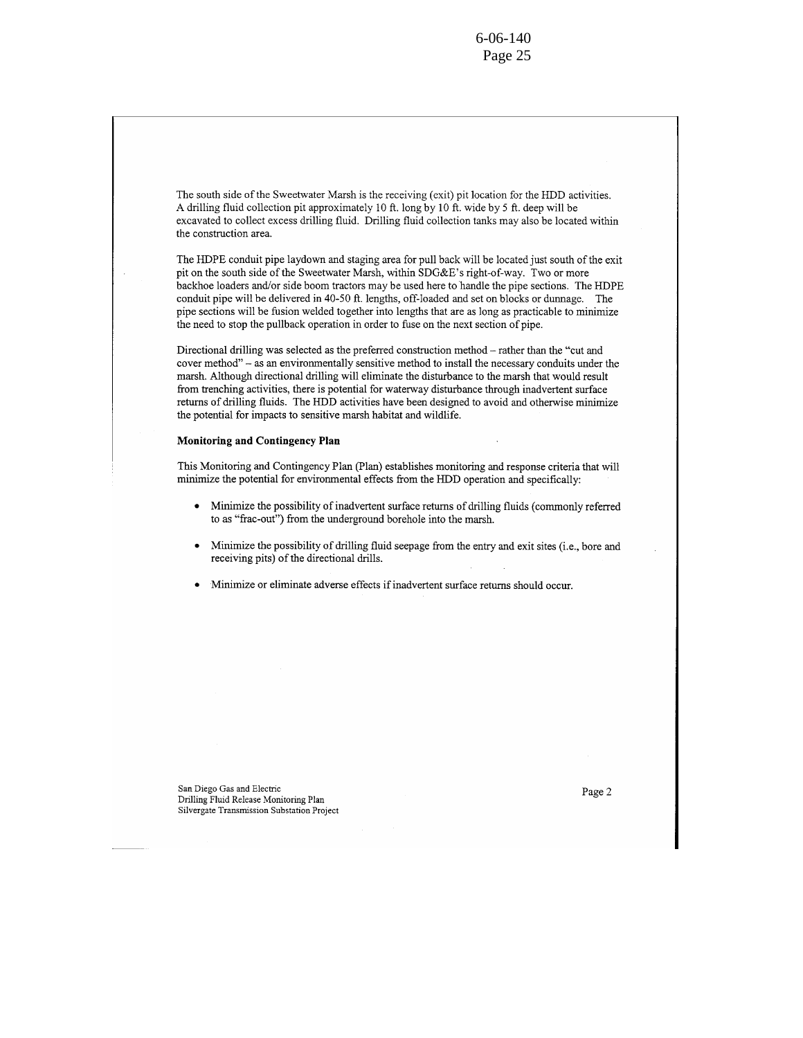The south side of the Sweetwater Marsh is the receiving (exit) pit location for the HDD activities. A drilling fluid collection pit approximately 10 ft. long by 10 ft. wide by 5 ft. deep will be excavated to collect excess drilling fluid. Drilling fluid collection tanks may also be located within the construction area.

The HDPE conduit pipe laydown and staging area for pull back will be located just south of the exit pit on the south side of the Sweetwater Marsh, within SDG&E's right-of-way. Two or more backhoe loaders and/or side boom tractors may be used here to handle the pipe sections. The HDPE conduit pipe will be delivered in 40-50 ft. lengths, off-loaded and set on blocks or dunnage. The pipe sections will be fusion welded together into lengths that are as long as practicable to minimize the need to stop the pullback operation in order to fuse on the next section of pipe.

Directional drilling was selected as the preferred construction method – rather than the "cut and cover method" – as an environmentally sensitive method to install the necessary conduits under the marsh. Although directional drilling will eliminate the disturbance to the marsh that would result from trenching activities, there is potential for waterway disturbance through inadvertent surface returns of drilling fluids. The HDD activities have been designed to avoid and otherwise minimize the potential for impacts to sensitive marsh habitat and wildlife.

**Monitoring and Contingency Plan**

This Monitoring and Contingency Plan (Plan) establishes monitoring and response criteria that will minimize the potential for environmental effects from the HDD operation and specifically:

- Minimize the possibility of inadvertent surface returns of drilling fluids (commonly referred to as "frac-out") from the underground borehole into the marsh.
- Minimize the possibility of drilling fluid seepage from the entry and exit sites (i.e., bore and receiving pits) of the directional drills.
- Minimize or eliminate adverse effects if inadvertent surface returns should occur.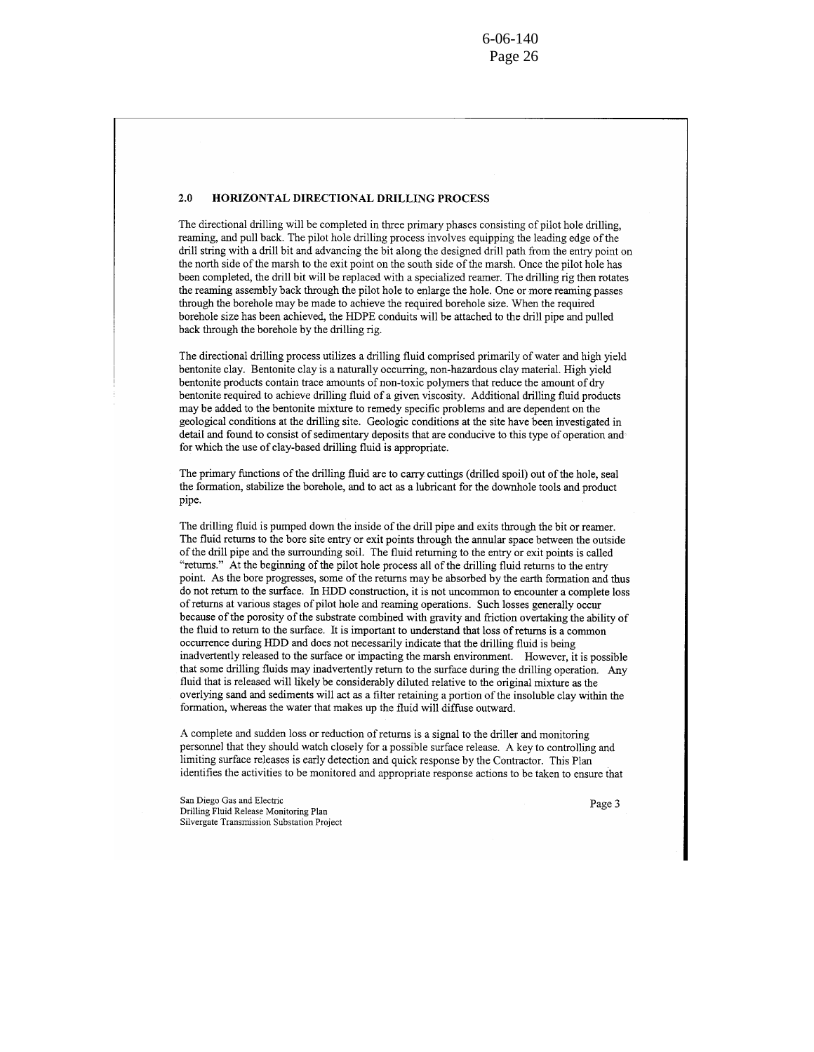## 2.0 HORIZONTAL DIRECTIONAL DRILLING PROCESS

The directional drilling will be completed in three primary phases consisting of pilot hole drilling, reaming, and pull back. The pilot hole drilling process involves equipping the leading edge of the drill string with a drill bit and advancing the bit along the designed drill path from the entry point on the north side of the marsh to the exit point on the south side of the marsh. Once the pilot hole has been completed, the drill bit will be replaced with a specialized reamer. The drilling rig then rotates the reaming assembly back through the pilot hole to enlarge the hole. One or more reaming passes through the borehole may be made to achieve the required borehole size. When the required borehole size has been achieved, the HDPE conduits will be attached to the drill pipe and pulled back through the borehole by the drilling rig.

The directional drilling process utilizes a drilling fluid comprised primarily of water and high yield bentonite clay. Bentonite clay is a naturally occurring, non-hazardous clay material. High yield bentonite products contain trace amounts of non-toxic polymers that reduce the amount of dry bentonite required to achieve drilling fluid of a given viscosity. Additional drilling fluid products may be added to the bentonite mixture to remedy specific problems and are dependent on the geological conditions at the drilling site. Geologic conditions at the site have been investigated in detail and found to consist of sedimentary deposits that are conducive to this type of operation and for which the use of clay-based drilling fluid is appropriate.

The primary functions of the drilling fluid are to carry cuttings (drilled spoil) out of the hole, seal the formation, stabilize the borehole, and to act as a lubricant for the downhole tools and product pipe.

The drilling fluid is pumped down the inside of the drill pipe and exits through the bit or reamer. The fluid returns to the bore site entry or exit points through the annular space between the outside of the drill pipe and the surrounding soil. The fluid returning to the entry or exit points is called "returns." At the beginning of the pilot hole process all of the drilling fluid returns to the entry point. As the bore progresses, some of the returns may be absorbed by the earth formation and thus do not return to the surface. In HDD construction, it is not uncommon to encounter a complete loss of returns at various stages of pilot hole and reaming operations. Such losses generally occur because of the porosity of the substrate combined with gravity and friction overtaking the ability of the fluid to return to the surface. It is important to understand that loss of returns is a common occurrence during HDD and does not necessarily indicate that the drilling fluid is being inadvertently released to the surface or impacting the marsh environment. However, it is possible that some drilling fluids may inadvertently return to the surface during the drilling operation. Any fluid that is released will likely be considerably diluted relative to the original mixture as the overlying sand and sediments will act as a filter retaining a portion of the insoluble clay within the formation, whereas the water that makes up the fluid will diffuse outward.

A complete and sudden loss or reduction of returns is a signal to the driller and monitoring personnel that they should watch closely for a possible surface release. A key to controlling and limiting surface releases is early detection and quick response by the Contractor. This Plan identifies the activities to be monitored and appropriate response actions to be taken to ensure that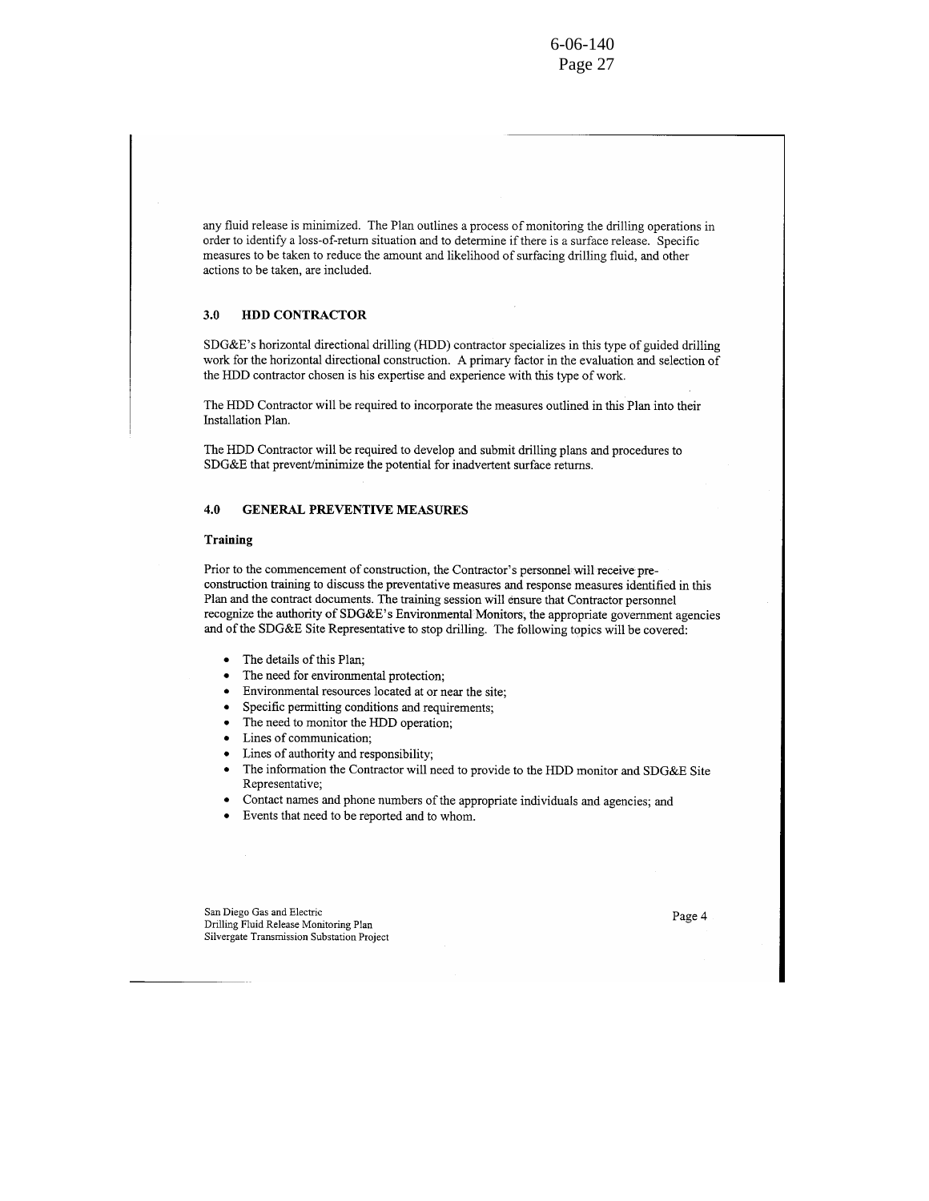any fluid release is minimized. The Plan outlines a process of monitoring the drilling operations in order to identify a loss-of-return situation and to determine if there is a surface release. Specific measures to be taken to reduce the amount and likelihood of surfacing drilling fluid, and other actions to be taken, are included.

## 3.0 HDD CONTRACTOR

SDG&E's horizontal directional drilling (HDD) contractor specializes in this type of guided drilling work for the horizontal directional construction. A primary factor in the evaluation and selection of the HDD contractor chosen is his expertise and experience with this type of work.

The HDD Contractor will be required to incorporate the measures outlined in this Plan into their Installation Plan.

The HDD Contractor will be required to develop and submit drilling plans and procedures to SDG&E that prevent/minimize the potential for inadvertent surface returns.

## 4.0 GENERAL PREVENTIVE MEASURES

### Training

Prior to the commencement of construction, the Contractor's personnel will receive pre-construction training to discuss the preventative measures and response measures identified in this Plan and the contract documents. The training session will ensure that Contractor personnel recognize the authority of SDG&E's Environmental Monitors, the appropriate government agencies and of the SDG&E Site Representative to stop drilling. The following topics will be covered:

- The details of this Plan;
- The need for environmental protection;
- Environmental resources located at or near the site;
- Specific permitting conditions and requirements;
- The need to monitor the HDD operation;
- Lines of communication;
- Lines of authority and responsibility;
- The information the Contractor will need to provide to the HDD monitor and SDG&E Site Representative;
- Contact names and phone numbers of the appropriate individuals and agencies; and
- Events that need to be reported and to whom.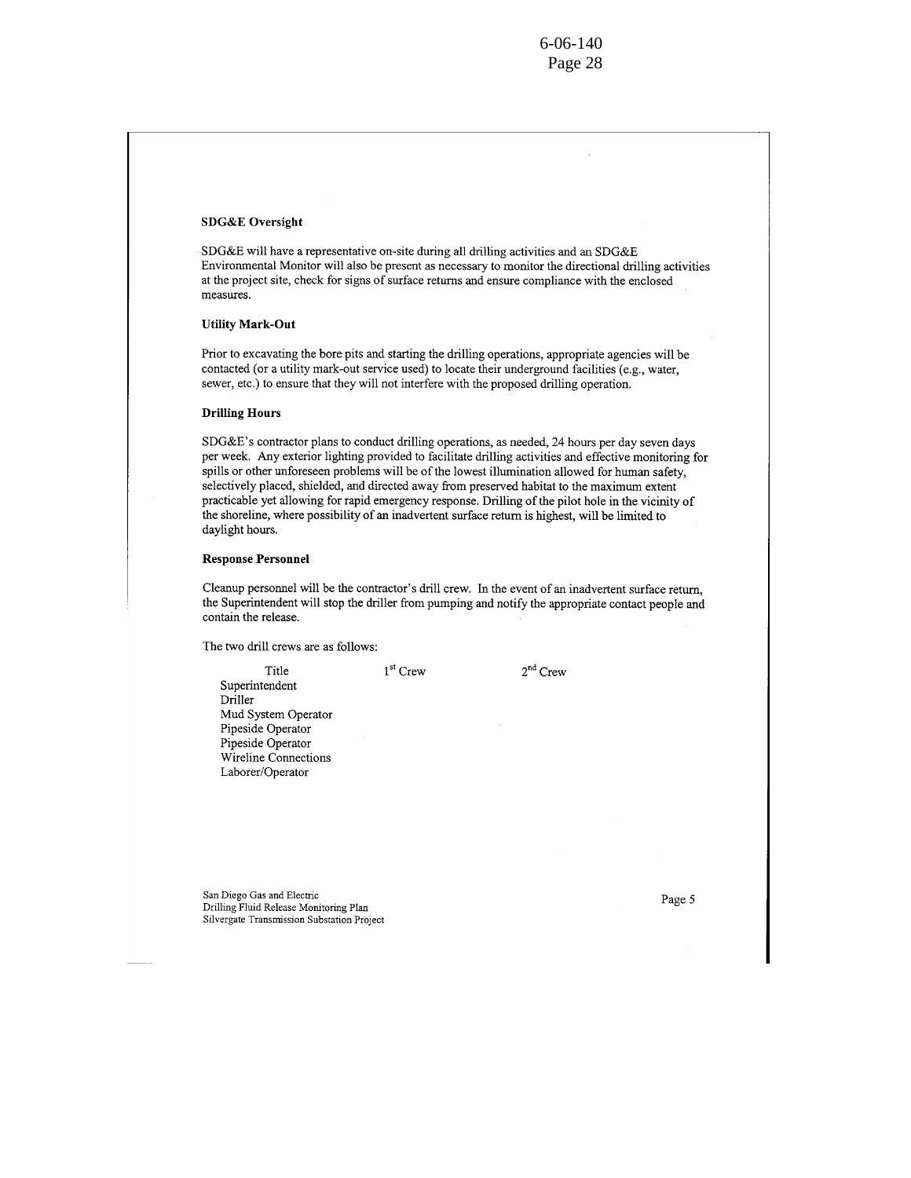**SDG&E Oversight**

SDG&E will have a representative on-site during all drilling activities and an SDG&E Environmental Monitor will also be present as necessary to monitor the directional drilling activities at the project site, check for signs of surface returns and ensure compliance with the enclosed measures.

**Utility Mark-Out**

Prior to excavating the bore pits and starting the drilling operations, appropriate agencies will be contacted (or a utility mark-out service used) to locate their underground facilities (e.g., water, sewer, etc.) to ensure that they will not interfere with the proposed drilling operation.

**Drilling Hours**

SDG&E's contractor plans to conduct drilling operations, as needed, 24 hours per day seven days per week. Any exterior lighting provided to facilitate drilling activities and effective monitoring for spills or other unforeseen problems will be of the lowest illumination allowed for human safety, selectively placed, shielded, and directed away from preserved habitat to the maximum extent practicable yet allowing for rapid emergency response. Drilling of the pilot hole in the vicinity of the shoreline, where possibility of an inadvertent surface return is highest, will be limited to daylight hours.

**Response Personnel**

Cleanup personnel will be the contractor's drill crew. In the event of an inadvertent surface return, the Superintendent will stop the driller from pumping and notify the appropriate contact people and contain the release.

The two drill crews are as follows:

| Title | 1st Crew | 2nd Crew |
|---|---|---|
| Superintendent | | |
| Driller | | |
| Mud System Operator | | |
| Pipeside Operator | | |
| Pipeside Operator | | |
| Wireline Connections | | |
| Laborer/Operator | | |

San Diego Gas and Electric
Drilling Fluid Release Monitoring Plan
Silvergate Transmission Substation Project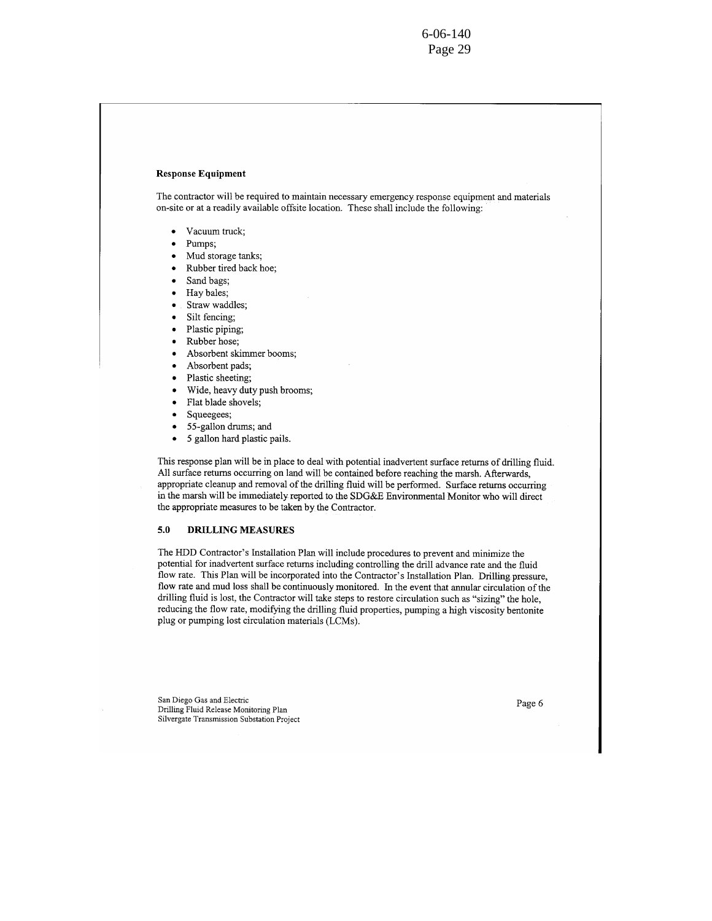**Response Equipment**

The contractor will be required to maintain necessary emergency response equipment and materials on-site or at a readily available offsite location. These shall include the following:

- Vacuum truck;
- Pumps;
- Mud storage tanks;
- Rubber tired back hoe;
- Sand bags;
- Hay bales;
- Straw waddles;
- Silt fencing;
- Plastic piping;
- Rubber hose;
- Absorbent skimmer booms;
- Absorbent pads;
- Plastic sheeting;
- Wide, heavy duty push brooms;
- Flat blade shovels;
- Squeegees;
- 55-gallon drums; and
- 5 gallon hard plastic pails.

This response plan will be in place to deal with potential inadvertent surface returns of drilling fluid. All surface returns occurring on land will be contained before reaching the marsh. Afterwards, appropriate cleanup and removal of the drilling fluid will be performed. Surface returns occurring in the marsh will be immediately reported to the SDG&E Environmental Monitor who will direct the appropriate measures to be taken by the Contractor.

## 5.0 DRILLING MEASURES

The HDD Contractor's Installation Plan will include procedures to prevent and minimize the potential for inadvertent surface returns including controlling the drill advance rate and the fluid flow rate. This Plan will be incorporated into the Contractor's Installation Plan. Drilling pressure, flow rate and mud loss shall be continuously monitored. In the event that annular circulation of the drilling fluid is lost, the Contractor will take steps to restore circulation such as "sizing" the hole, reducing the flow rate, modifying the drilling fluid properties, pumping a high viscosity bentonite plug or pumping lost circulation materials (LCMs).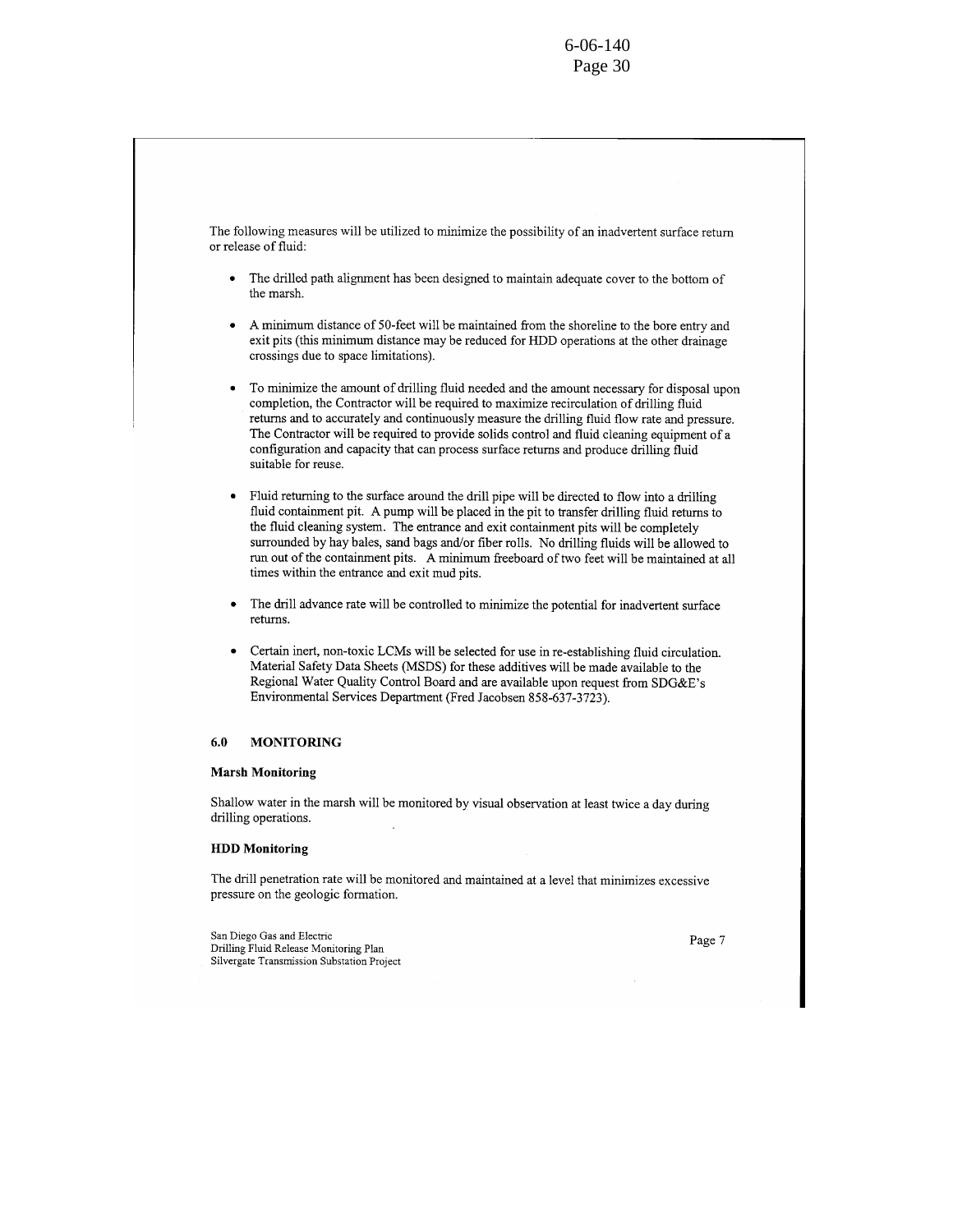The following measures will be utilized to minimize the possibility of an inadvertent surface return or release of fluid:

- The drilled path alignment has been designed to maintain adequate cover to the bottom of the marsh.
- A minimum distance of 50-feet will be maintained from the shoreline to the bore entry and exit pits (this minimum distance may be reduced for HDD operations at the other drainage crossings due to space limitations).
- To minimize the amount of drilling fluid needed and the amount necessary for disposal upon completion, the Contractor will be required to maximize recirculation of drilling fluid returns and to accurately and continuously measure the drilling fluid flow rate and pressure. The Contractor will be required to provide solids control and fluid cleaning equipment of a configuration and capacity that can process surface returns and produce drilling fluid suitable for reuse.
- Fluid returning to the surface around the drill pipe will be directed to flow into a drilling fluid containment pit. A pump will be placed in the pit to transfer drilling fluid returns to the fluid cleaning system. The entrance and exit containment pits will be completely surrounded by hay bales, sand bags and/or fiber rolls. No drilling fluids will be allowed to run out of the containment pits. A minimum freeboard of two feet will be maintained at all times within the entrance and exit mud pits.
- The drill advance rate will be controlled to minimize the potential for inadvertent surface returns.
- Certain inert, non-toxic LCMs will be selected for use in re-establishing fluid circulation. Material Safety Data Sheets (MSDS) for these additives will be made available to the Regional Water Quality Control Board and are available upon request from SDG&E's Environmental Services Department (Fred Jacobsen 858-637-3723).

## 6.0 MONITORING

**Marsh Monitoring**

Shallow water in the marsh will be monitored by visual observation at least twice a day during drilling operations.

**HDD Monitoring**

The drill penetration rate will be monitored and maintained at a level that minimizes excessive pressure on the geologic formation.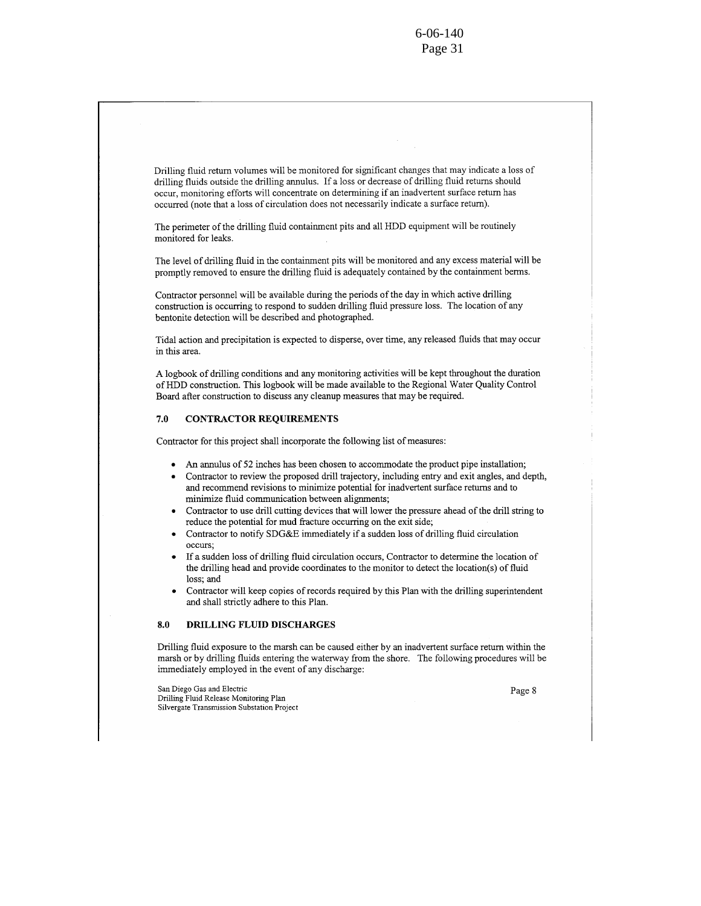Drilling fluid return volumes will be monitored for significant changes that may indicate a loss of drilling fluids outside the drilling annulus. If a loss or decrease of drilling fluid returns should occur, monitoring efforts will concentrate on determining if an inadvertent surface return has occurred (note that a loss of circulation does not necessarily indicate a surface return).

The perimeter of the drilling fluid containment pits and all HDD equipment will be routinely monitored for leaks.

The level of drilling fluid in the containment pits will be monitored and any excess material will be promptly removed to ensure the drilling fluid is adequately contained by the containment berms.

Contractor personnel will be available during the periods of the day in which active drilling construction is occurring to respond to sudden drilling fluid pressure loss. The location of any bentonite detection will be described and photographed.

Tidal action and precipitation is expected to disperse, over time, any released fluids that may occur in this area.

A logbook of drilling conditions and any monitoring activities will be kept throughout the duration of HDD construction. This logbook will be made available to the Regional Water Quality Control Board after construction to discuss any cleanup measures that may be required.

## 7.0 CONTRACTOR REQUIREMENTS

Contractor for this project shall incorporate the following list of measures:

- An annulus of 52 inches has been chosen to accommodate the product pipe installation;
- Contractor to review the proposed drill trajectory, including entry and exit angles, and depth, and recommend revisions to minimize potential for inadvertent surface returns and to minimize fluid communication between alignments;
- Contractor to use drill cutting devices that will lower the pressure ahead of the drill string to reduce the potential for mud fracture occurring on the exit side;
- Contractor to notify SDG&E immediately if a sudden loss of drilling fluid circulation occurs;
- If a sudden loss of drilling fluid circulation occurs, Contractor to determine the location of the drilling head and provide coordinates to the monitor to detect the location(s) of fluid loss; and
- Contractor will keep copies of records required by this Plan with the drilling superintendent and shall strictly adhere to this Plan.

## 8.0 DRILLING FLUID DISCHARGES

Drilling fluid exposure to the marsh can be caused either by an inadvertent surface return within the marsh or by drilling fluids entering the waterway from the shore. The following procedures will be immediately employed in the event of any discharge: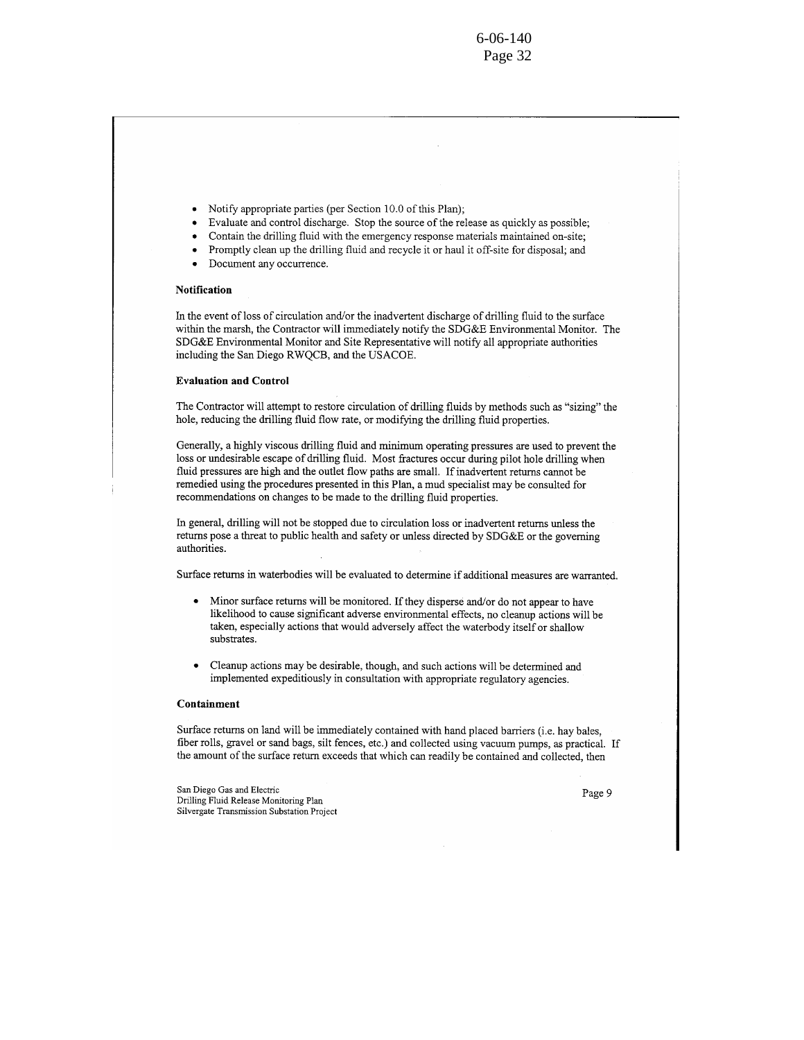- Notify appropriate parties (per Section 10.0 of this Plan);
- Evaluate and control discharge. Stop the source of the release as quickly as possible;
- Contain the drilling fluid with the emergency response materials maintained on-site;
- Promptly clean up the drilling fluid and recycle it or haul it off-site for disposal; and
- Document any occurrence.

**Notification**

In the event of loss of circulation and/or the inadvertent discharge of drilling fluid to the surface within the marsh, the Contractor will immediately notify the SDG&E Environmental Monitor. The SDG&E Environmental Monitor and Site Representative will notify all appropriate authorities including the San Diego RWQCB, and the USACOE.

**Evaluation and Control**

The Contractor will attempt to restore circulation of drilling fluids by methods such as "sizing" the hole, reducing the drilling fluid flow rate, or modifying the drilling fluid properties.

Generally, a highly viscous drilling fluid and minimum operating pressures are used to prevent the loss or undesirable escape of drilling fluid. Most fractures occur during pilot hole drilling when fluid pressures are high and the outlet flow paths are small. If inadvertent returns cannot be remedied using the procedures presented in this Plan, a mud specialist may be consulted for recommendations on changes to be made to the drilling fluid properties.

In general, drilling will not be stopped due to circulation loss or inadvertent returns unless the returns pose a threat to public health and safety or unless directed by SDG&E or the governing authorities.

Surface returns in waterbodies will be evaluated to determine if additional measures are warranted.

- Minor surface returns will be monitored. If they disperse and/or do not appear to have likelihood to cause significant adverse environmental effects, no cleanup actions will be taken, especially actions that would adversely affect the waterbody itself or shallow substrates.

- Cleanup actions may be desirable, though, and such actions will be determined and implemented expeditiously in consultation with appropriate regulatory agencies.

**Containment**

Surface returns on land will be immediately contained with hand placed barriers (i.e. hay bales, fiber rolls, gravel or sand bags, silt fences, etc.) and collected using vacuum pumps, as practical. If the amount of the surface return exceeds that which can readily be contained and collected, then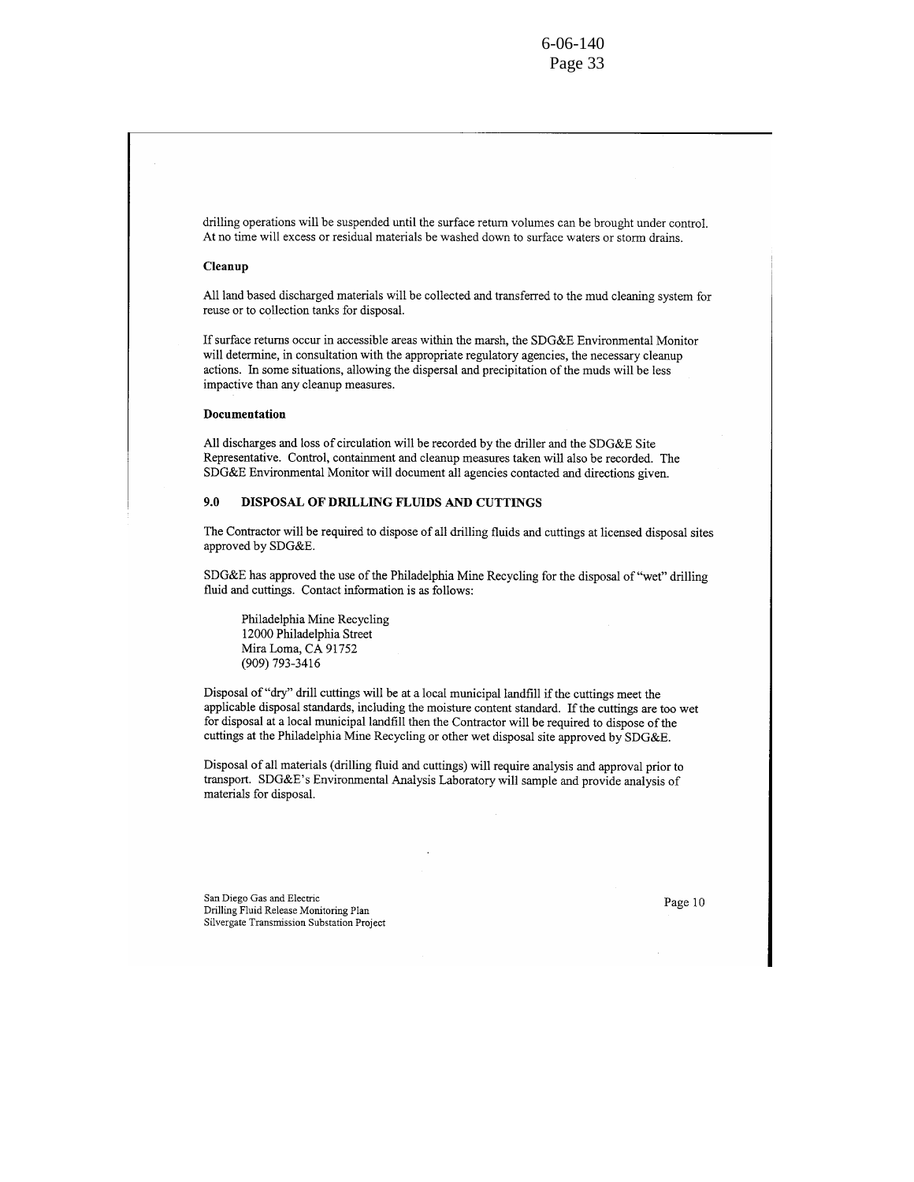drilling operations will be suspended until the surface return volumes can be brought under control. At no time will excess or residual materials be washed down to surface waters or storm drains.

**Cleanup**

All land based discharged materials will be collected and transferred to the mud cleaning system for reuse or to collection tanks for disposal.

If surface returns occur in accessible areas within the marsh, the SDG&E Environmental Monitor will determine, in consultation with the appropriate regulatory agencies, the necessary cleanup actions. In some situations, allowing the dispersal and precipitation of the muds will be less impactive than any cleanup measures.

**Documentation**

All discharges and loss of circulation will be recorded by the driller and the SDG&E Site Representative. Control, containment and cleanup measures taken will also be recorded. The SDG&E Environmental Monitor will document all agencies contacted and directions given.

## 9.0 DISPOSAL OF DRILLING FLUIDS AND CUTTINGS

The Contractor will be required to dispose of all drilling fluids and cuttings at licensed disposal sites approved by SDG&E.

SDG&E has approved the use of the Philadelphia Mine Recycling for the disposal of "wet" drilling fluid and cuttings. Contact information is as follows:

Philadelphia Mine Recycling
12000 Philadelphia Street
Mira Loma, CA 91752
(909) 793-3416

Disposal of "dry" drill cuttings will be at a local municipal landfill if the cuttings meet the applicable disposal standards, including the moisture content standard. If the cuttings are too wet for disposal at a local municipal landfill then the Contractor will be required to dispose of the cuttings at the Philadelphia Mine Recycling or other wet disposal site approved by SDG&E.

Disposal of all materials (drilling fluid and cuttings) will require analysis and approval prior to transport. SDG&E's Environmental Analysis Laboratory will sample and provide analysis of materials for disposal.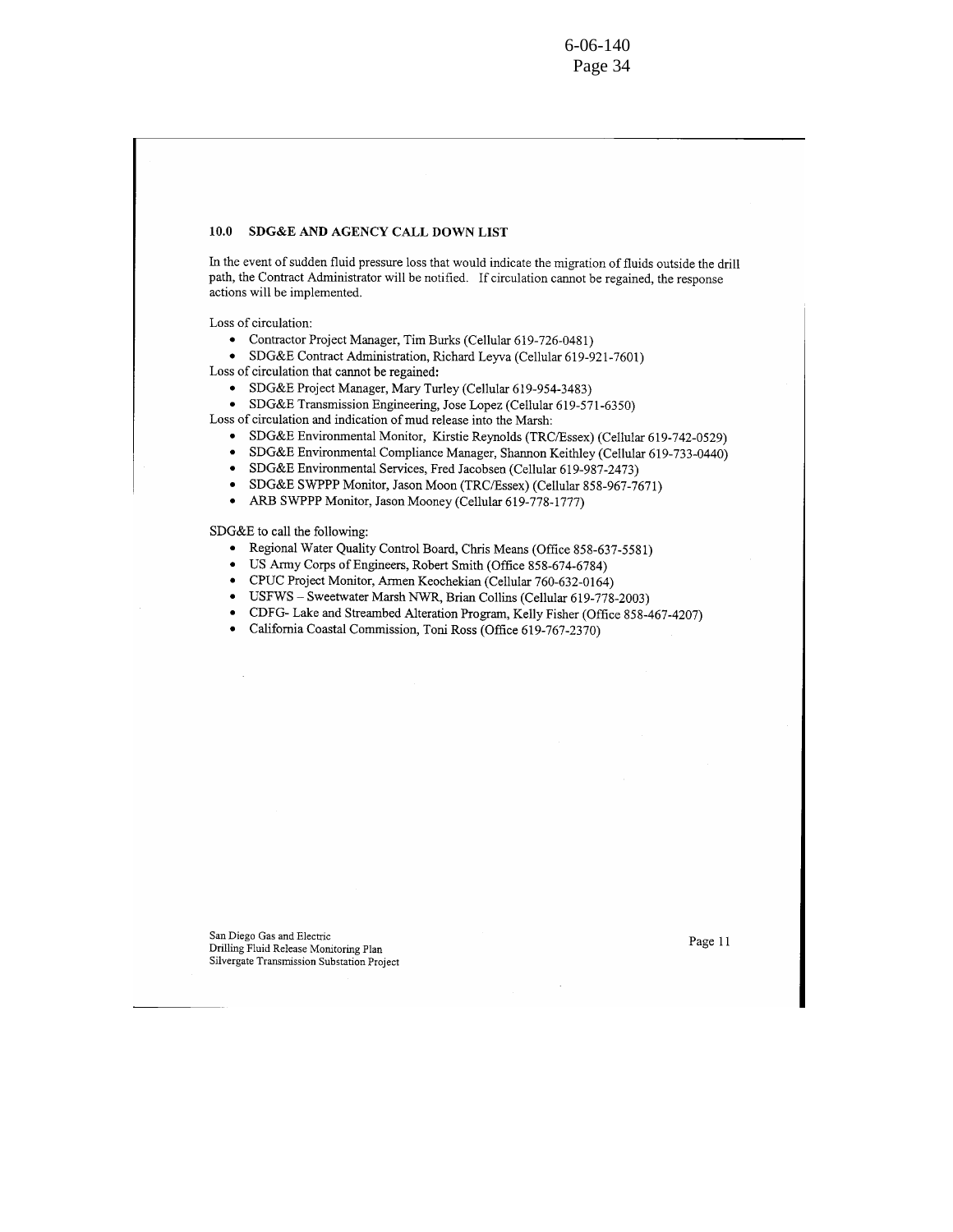## 10.0 SDG&E AND AGENCY CALL DOWN LIST

In the event of sudden fluid pressure loss that would indicate the migration of fluids outside the drill path, the Contract Administrator will be notified. If circulation cannot be regained, the response actions will be implemented.

Loss of circulation:

- Contractor Project Manager, Tim Burks (Cellular 619-726-0481)
- SDG&E Contract Administration, Richard Leyva (Cellular 619-921-7601)

Loss of circulation that cannot be regained:

- SDG&E Project Manager, Mary Turley (Cellular 619-954-3483)
- SDG&E Transmission Engineering, Jose Lopez (Cellular 619-571-6350)

Loss of circulation and indication of mud release into the Marsh:

- SDG&E Environmental Monitor, Kirstie Reynolds (TRC/Essex) (Cellular 619-742-0529)
- SDG&E Environmental Compliance Manager, Shannon Keithley (Cellular 619-733-0440)
- SDG&E Environmental Services, Fred Jacobsen (Cellular 619-987-2473)
- SDG&E SWPPP Monitor, Jason Moon (TRC/Essex) (Cellular 858-967-7671)
- ARB SWPPP Monitor, Jason Mooney (Cellular 619-778-1777)

SDG&E to call the following:

- Regional Water Quality Control Board, Chris Means (Office 858-637-5581)
- US Army Corps of Engineers, Robert Smith (Office 858-674-6784)
- CPUC Project Monitor, Armen Keochekian (Cellular 760-632-0164)
- USFWS – Sweetwater Marsh NWR, Brian Collins (Cellular 619-778-2003)
- CDFG- Lake and Streambed Alteration Program, Kelly Fisher (Office 858-467-4207)
- California Coastal Commission, Toni Ross (Office 619-767-2370)